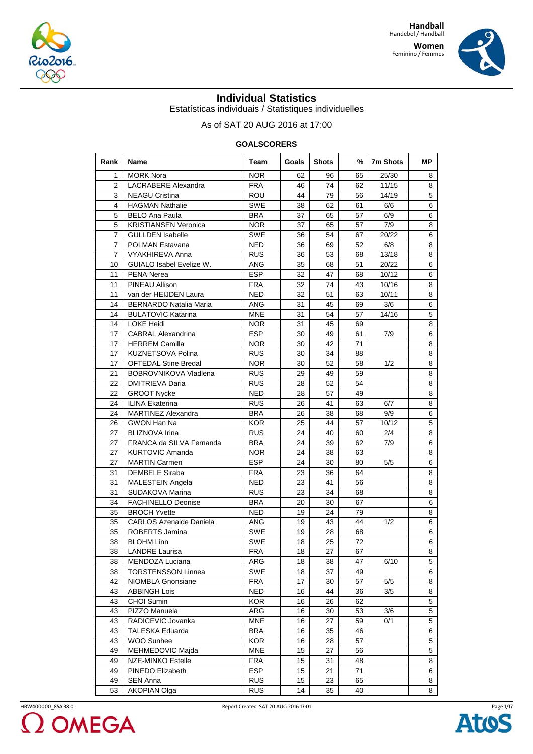Handball
Handebol / Handball

Women
Feminino / Femmes

# Individual Statistics

Estatísticas individuais / Statistiques individuelles

As of SAT 20 AUG 2016 at 17:00

## GOALSCORERS

| Rank | Name | Team | Goals | Shots | % | 7m Shots | MP |
|---|---|---|---|---|---|---|---|
| 1 | MORK Nora | NOR | 62 | 96 | 65 | 25/30 | 8 |
| 2 | LACRABERE Alexandra | FRA | 46 | 74 | 62 | 11/15 | 8 |
| 3 | NEAGU Cristina | ROU | 44 | 79 | 56 | 14/19 | 5 |
| 4 | HAGMAN Nathalie | SWE | 38 | 62 | 61 | 6/6 | 6 |
| 5 | BELO Ana Paula | BRA | 37 | 65 | 57 | 6/9 | 6 |
| 5 | KRISTIANSEN Veronica | NOR | 37 | 65 | 57 | 7/9 | 8 |
| 7 | GULLDEN Isabelle | SWE | 36 | 54 | 67 | 20/22 | 6 |
| 7 | POLMAN Estavana | NED | 36 | 69 | 52 | 6/8 | 8 |
| 7 | VYAKHIREVA Anna | RUS | 36 | 53 | 68 | 13/18 | 8 |
| 10 | GUIALO Isabel Evelize W. | ANG | 35 | 68 | 51 | 20/22 | 6 |
| 11 | PENA Nerea | ESP | 32 | 47 | 68 | 10/12 | 6 |
| 11 | PINEAU Allison | FRA | 32 | 74 | 43 | 10/16 | 8 |
| 11 | van der HEIJDEN Laura | NED | 32 | 51 | 63 | 10/11 | 8 |
| 14 | BERNARDO Natalia Maria | ANG | 31 | 45 | 69 | 3/6 | 6 |
| 14 | BULATOVIC Katarina | MNE | 31 | 54 | 57 | 14/16 | 5 |
| 14 | LOKE Heidi | NOR | 31 | 45 | 69 | | 8 |
| 17 | CABRAL Alexandrina | ESP | 30 | 49 | 61 | 7/9 | 6 |
| 17 | HERREM Camilla | NOR | 30 | 42 | 71 | | 8 |
| 17 | KUZNETSOVA Polina | RUS | 30 | 34 | 88 | | 8 |
| 17 | OFTEDAL Stine Bredal | NOR | 30 | 52 | 58 | 1/2 | 8 |
| 21 | BOBROVNIKOVA Vladlena | RUS | 29 | 49 | 59 | | 8 |
| 22 | DMITRIEVA Daria | RUS | 28 | 52 | 54 | | 8 |
| 22 | GROOT Nycke | NED | 28 | 57 | 49 | | 8 |
| 24 | ILINA Ekaterina | RUS | 26 | 41 | 63 | 6/7 | 8 |
| 24 | MARTINEZ Alexandra | BRA | 26 | 38 | 68 | 9/9 | 6 |
| 26 | GWON Han Na | KOR | 25 | 44 | 57 | 10/12 | 5 |
| 27 | BLIZNOVA Irina | RUS | 24 | 40 | 60 | 2/4 | 8 |
| 27 | FRANCA da SILVA Fernanda | BRA | 24 | 39 | 62 | 7/9 | 6 |
| 27 | KURTOVIC Amanda | NOR | 24 | 38 | 63 | | 8 |
| 27 | MARTIN Carmen | ESP | 24 | 30 | 80 | 5/5 | 6 |
| 31 | DEMBELE Siraba | FRA | 23 | 36 | 64 | | 8 |
| 31 | MALESTEIN Angela | NED | 23 | 41 | 56 | | 8 |
| 31 | SUDAKOVA Marina | RUS | 23 | 34 | 68 | | 8 |
| 34 | FACHINELLO Deonise | BRA | 20 | 30 | 67 | | 6 |
| 35 | BROCH Yvette | NED | 19 | 24 | 79 | | 8 |
| 35 | CARLOS Azenaide Daniela | ANG | 19 | 43 | 44 | 1/2 | 6 |
| 35 | ROBERTS Jamina | SWE | 19 | 28 | 68 | | 6 |
| 38 | BLOHM Linn | SWE | 18 | 25 | 72 | | 6 |
| 38 | LANDRE Laurisa | FRA | 18 | 27 | 67 | | 8 |
| 38 | MENDOZA Luciana | ARG | 18 | 38 | 47 | 6/10 | 5 |
| 38 | TORSTENSSON Linnea | SWE | 18 | 37 | 49 | | 6 |
| 42 | NIOMBLA Gnonsiane | FRA | 17 | 30 | 57 | 5/5 | 8 |
| 43 | ABBINGH Lois | NED | 16 | 44 | 36 | 3/5 | 8 |
| 43 | CHOI Sumin | KOR | 16 | 26 | 62 | | 5 |
| 43 | PIZZO Manuela | ARG | 16 | 30 | 53 | 3/6 | 5 |
| 43 | RADICEVIC Jovanka | MNE | 16 | 27 | 59 | 0/1 | 5 |
| 43 | TALESKA Eduarda | BRA | 16 | 35 | 46 | | 6 |
| 43 | WOO Sunhee | KOR | 16 | 28 | 57 | | 5 |
| 49 | MEHMEDOVIC Majda | MNE | 15 | 27 | 56 | | 5 |
| 49 | NZE-MINKO Estelle | FRA | 15 | 31 | 48 | | 8 |
| 49 | PINEDO Elizabeth | ESP | 15 | 21 | 71 | | 6 |
| 49 | SEN Anna | RUS | 15 | 23 | 65 | | 8 |
| 53 | AKOPIAN Olga | RUS | 14 | 35 | 40 | | 8 |

HBW400000_85A 38.0

Report Created SAT 20 AUG 2016 17:01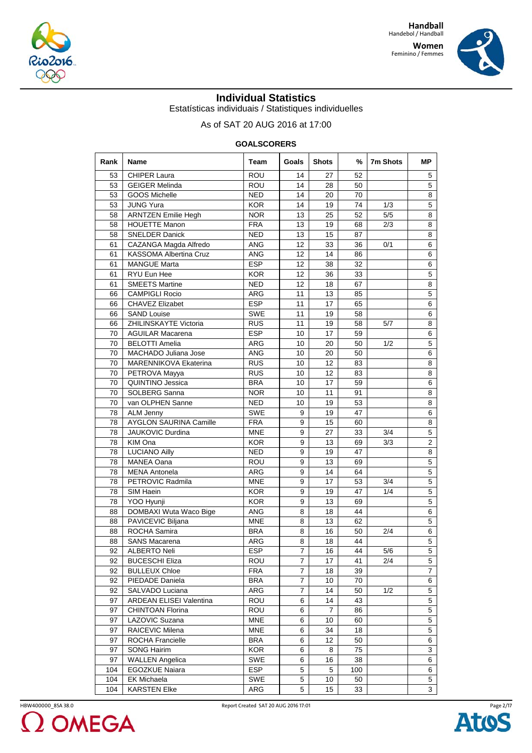Handball
Handebol / Handball
Women
Feminino / Femmes

# Individual Statistics

Estatísticas individuais / Statistiques individuelles

As of SAT 20 AUG 2016 at 17:00

## GOALSCORERS

| Rank | Name | Team | Goals | Shots | % | 7m Shots | MP |
|---|---|---|---|---|---|---|---|
| 53 | CHIPER Laura | ROU | 14 | 27 | 52 | | 5 |
| 53 | GEIGER Melinda | ROU | 14 | 28 | 50 | | 5 |
| 53 | GOOS Michelle | NED | 14 | 20 | 70 | | 8 |
| 53 | JUNG Yura | KOR | 14 | 19 | 74 | 1/3 | 5 |
| 58 | ARNTZEN Emilie Hegh | NOR | 13 | 25 | 52 | 5/5 | 8 |
| 58 | HOUETTE Manon | FRA | 13 | 19 | 68 | 2/3 | 8 |
| 58 | SNELDER Danick | NED | 13 | 15 | 87 | | 8 |
| 61 | CAZANGA Magda Alfredo | ANG | 12 | 33 | 36 | 0/1 | 6 |
| 61 | KASSOMA Albertina Cruz | ANG | 12 | 14 | 86 | | 6 |
| 61 | MANGUE Marta | ESP | 12 | 38 | 32 | | 6 |
| 61 | RYU Eun Hee | KOR | 12 | 36 | 33 | | 5 |
| 61 | SMEETS Martine | NED | 12 | 18 | 67 | | 8 |
| 66 | CAMPIGLI Rocio | ARG | 11 | 13 | 85 | | 5 |
| 66 | CHAVEZ Elizabet | ESP | 11 | 17 | 65 | | 6 |
| 66 | SAND Louise | SWE | 11 | 19 | 58 | | 6 |
| 66 | ZHILINSKAYTE Victoria | RUS | 11 | 19 | 58 | 5/7 | 8 |
| 70 | AGUILAR Macarena | ESP | 10 | 17 | 59 | | 6 |
| 70 | BELOTTI Amelia | ARG | 10 | 20 | 50 | 1/2 | 5 |
| 70 | MACHADO Juliana Jose | ANG | 10 | 20 | 50 | | 6 |
| 70 | MARENNIKOVA Ekaterina | RUS | 10 | 12 | 83 | | 8 |
| 70 | PETROVA Mayya | RUS | 10 | 12 | 83 | | 8 |
| 70 | QUINTINO Jessica | BRA | 10 | 17 | 59 | | 6 |
| 70 | SOLBERG Sanna | NOR | 10 | 11 | 91 | | 8 |
| 70 | van OLPHEN Sanne | NED | 10 | 19 | 53 | | 8 |
| 78 | ALM Jenny | SWE | 9 | 19 | 47 | | 6 |
| 78 | AYGLON SAURINA Camille | FRA | 9 | 15 | 60 | | 8 |
| 78 | JAUKOVIC Durdina | MNE | 9 | 27 | 33 | 3/4 | 5 |
| 78 | KIM Ona | KOR | 9 | 13 | 69 | 3/3 | 2 |
| 78 | LUCIANO Ailly | NED | 9 | 19 | 47 | | 8 |
| 78 | MANEA Oana | ROU | 9 | 13 | 69 | | 5 |
| 78 | MENA Antonela | ARG | 9 | 14 | 64 | | 5 |
| 78 | PETROVIC Radmila | MNE | 9 | 17 | 53 | 3/4 | 5 |
| 78 | SIM Haein | KOR | 9 | 19 | 47 | 1/4 | 5 |
| 78 | YOO Hyunji | KOR | 9 | 13 | 69 | | 5 |
| 88 | DOMBAXI Wuta Waco Bige | ANG | 8 | 18 | 44 | | 6 |
| 88 | PAVICEVIC Biljana | MNE | 8 | 13 | 62 | | 5 |
| 88 | ROCHA Samira | BRA | 8 | 16 | 50 | 2/4 | 6 |
| 88 | SANS Macarena | ARG | 8 | 18 | 44 | | 5 |
| 92 | ALBERTO Neli | ESP | 7 | 16 | 44 | 5/6 | 5 |
| 92 | BUCESCHI Eliza | ROU | 7 | 17 | 41 | 2/4 | 5 |
| 92 | BULLEUX Chloe | FRA | 7 | 18 | 39 | | 7 |
| 92 | PIEDADE Daniela | BRA | 7 | 10 | 70 | | 6 |
| 92 | SALVADO Luciana | ARG | 7 | 14 | 50 | 1/2 | 5 |
| 97 | ARDEAN ELISEI Valentina | ROU | 6 | 14 | 43 | | 5 |
| 97 | CHINTOAN Florina | ROU | 6 | 7 | 86 | | 5 |
| 97 | LAZOVIC Suzana | MNE | 6 | 10 | 60 | | 5 |
| 97 | RAICEVIC Milena | MNE | 6 | 34 | 18 | | 5 |
| 97 | ROCHA Francielle | BRA | 6 | 12 | 50 | | 6 |
| 97 | SONG Hairim | KOR | 6 | 8 | 75 | | 3 |
| 97 | WALLEN Angelica | SWE | 6 | 16 | 38 | | 6 |
| 104 | EGOZKUE Naiara | ESP | 5 | 5 | 100 | | 6 |
| 104 | EK Michaela | SWE | 5 | 10 | 50 | | 5 |
| 104 | KARSTEN Elke | ARG | 5 | 15 | 33 | | 3 |

HBW400000_85A 38.0 Report Created SAT 20 AUG 2016 17:01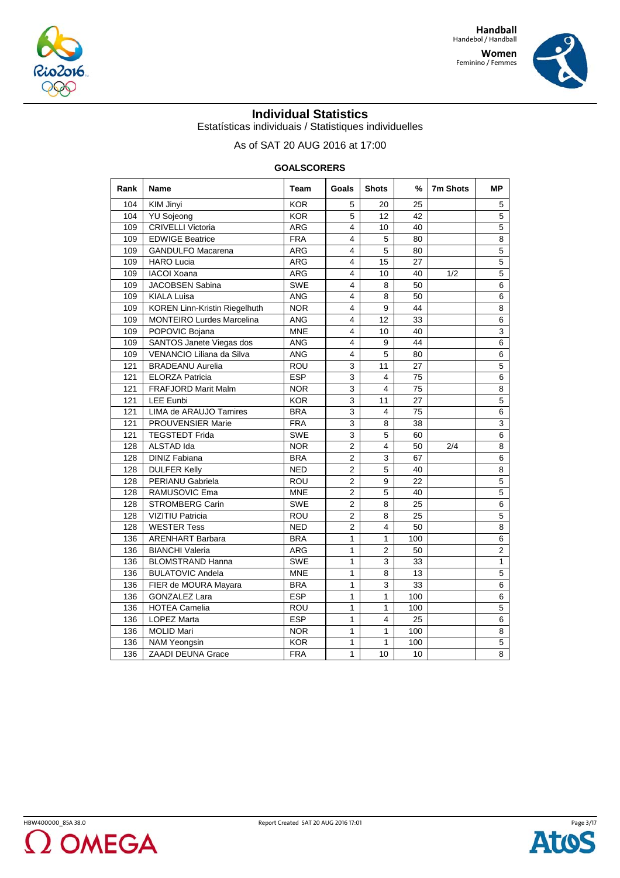Handball
Handebol / Handball
Women
Feminino / Femmes

# Individual Statistics

Estatísticas individuais / Statistiques individuelles

As of SAT 20 AUG 2016 at 17:00

## GOALSCORERS

| Rank | Name | Team | Goals | Shots | % | 7m Shots | MP |
|---|---|---|---|---|---|---|---|
| 104 | KIM Jinyi | KOR | 5 | 20 | 25 | | 5 |
| 104 | YU Sojeong | KOR | 5 | 12 | 42 | | 5 |
| 109 | CRIVELLI Victoria | ARG | 4 | 10 | 40 | | 5 |
| 109 | EDWIGE Beatrice | FRA | 4 | 5 | 80 | | 8 |
| 109 | GANDULFO Macarena | ARG | 4 | 5 | 80 | | 5 |
| 109 | HARO Lucia | ARG | 4 | 15 | 27 | | 5 |
| 109 | IACOI Xoana | ARG | 4 | 10 | 40 | 1/2 | 5 |
| 109 | JACOBSEN Sabina | SWE | 4 | 8 | 50 | | 6 |
| 109 | KIALA Luisa | ANG | 4 | 8 | 50 | | 6 |
| 109 | KOREN Linn-Kristin Riegelhuth | NOR | 4 | 9 | 44 | | 8 |
| 109 | MONTEIRO Lurdes Marcelina | ANG | 4 | 12 | 33 | | 6 |
| 109 | POPOVIC Bojana | MNE | 4 | 10 | 40 | | 3 |
| 109 | SANTOS Janete Viegas dos | ANG | 4 | 9 | 44 | | 6 |
| 109 | VENANCIO Liliana da Silva | ANG | 4 | 5 | 80 | | 6 |
| 121 | BRADEANU Aurelia | ROU | 3 | 11 | 27 | | 5 |
| 121 | ELORZA Patricia | ESP | 3 | 4 | 75 | | 6 |
| 121 | FRAFJORD Marit Malm | NOR | 3 | 4 | 75 | | 8 |
| 121 | LEE Eunbi | KOR | 3 | 11 | 27 | | 5 |
| 121 | LIMA de ARAUJO Tamires | BRA | 3 | 4 | 75 | | 6 |
| 121 | PROUVENSIER Marie | FRA | 3 | 8 | 38 | | 3 |
| 121 | TEGSTEDT Frida | SWE | 3 | 5 | 60 | | 6 |
| 128 | ALSTAD Ida | NOR | 2 | 4 | 50 | 2/4 | 8 |
| 128 | DINIZ Fabiana | BRA | 2 | 3 | 67 | | 6 |
| 128 | DULFER Kelly | NED | 2 | 5 | 40 | | 8 |
| 128 | PERIANU Gabriela | ROU | 2 | 9 | 22 | | 5 |
| 128 | RAMUSOVIC Ema | MNE | 2 | 5 | 40 | | 5 |
| 128 | STROMBERG Carin | SWE | 2 | 8 | 25 | | 6 |
| 128 | VIZITIU Patricia | ROU | 2 | 8 | 25 | | 5 |
| 128 | WESTER Tess | NED | 2 | 4 | 50 | | 8 |
| 136 | ARENHART Barbara | BRA | 1 | 1 | 100 | | 6 |
| 136 | BIANCHI Valeria | ARG | 1 | 2 | 50 | | 2 |
| 136 | BLOMSTRAND Hanna | SWE | 1 | 3 | 33 | | 1 |
| 136 | BULATOVIC Andela | MNE | 1 | 8 | 13 | | 5 |
| 136 | FIER de MOURA Mayara | BRA | 1 | 3 | 33 | | 6 |
| 136 | GONZALEZ Lara | ESP | 1 | 1 | 100 | | 6 |
| 136 | HOTEA Camelia | ROU | 1 | 1 | 100 | | 5 |
| 136 | LOPEZ Marta | ESP | 1 | 4 | 25 | | 6 |
| 136 | MOLID Mari | NOR | 1 | 1 | 100 | | 8 |
| 136 | NAM Yeongsin | KOR | 1 | 1 | 100 | | 5 |
| 136 | ZAADI DEUNA Grace | FRA | 1 | 10 | 10 | | 8 |

HBW400000_85A 38.0 Report Created SAT 20 AUG 2016 17:01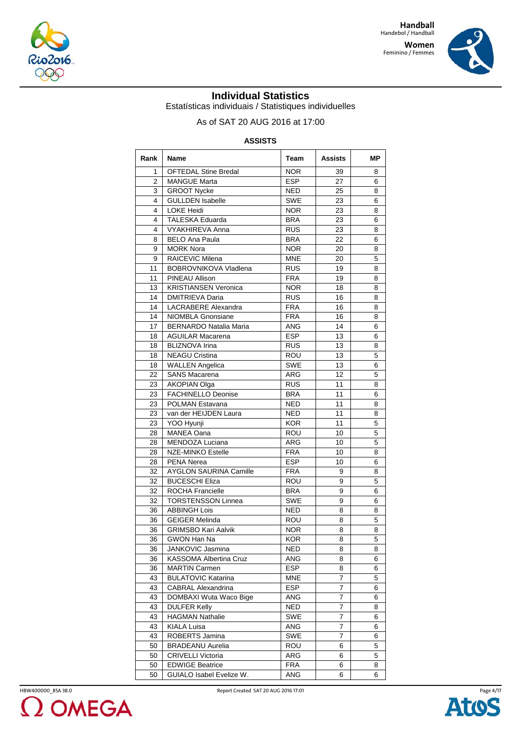Handball
Handebol / Handball

Women
Feminino / Femmes

# Individual Statistics

Estatísticas individuais / Statistiques individuelles

As of SAT 20 AUG 2016 at 17:00

## ASSISTS

| Rank | Name | Team | Assists | MP |
|---|---|---|---|---|
| 1 | OFTEDAL Stine Bredal | NOR | 39 | 8 |
| 2 | MANGUE Marta | ESP | 27 | 6 |
| 3 | GROOT Nycke | NED | 25 | 8 |
| 4 | GULLDEN Isabelle | SWE | 23 | 6 |
| 4 | LOKE Heidi | NOR | 23 | 8 |
| 4 | TALESKA Eduarda | BRA | 23 | 6 |
| 4 | VYAKHIREVA Anna | RUS | 23 | 8 |
| 8 | BELO Ana Paula | BRA | 22 | 6 |
| 9 | MORK Nora | NOR | 20 | 8 |
| 9 | RAICEVIC Milena | MNE | 20 | 5 |
| 11 | BOBROVNIKOVA Vladlena | RUS | 19 | 8 |
| 11 | PINEAU Allison | FRA | 19 | 8 |
| 13 | KRISTIANSEN Veronica | NOR | 18 | 8 |
| 14 | DMITRIEVA Daria | RUS | 16 | 8 |
| 14 | LACRABERE Alexandra | FRA | 16 | 8 |
| 14 | NIOMBLA Gnonsiane | FRA | 16 | 8 |
| 17 | BERNARDO Natalia Maria | ANG | 14 | 6 |
| 18 | AGUILAR Macarena | ESP | 13 | 6 |
| 18 | BLIZNOVA Irina | RUS | 13 | 8 |
| 18 | NEAGU Cristina | ROU | 13 | 5 |
| 18 | WALLEN Angelica | SWE | 13 | 6 |
| 22 | SANS Macarena | ARG | 12 | 5 |
| 23 | AKOPIAN Olga | RUS | 11 | 8 |
| 23 | FACHINELLO Deonise | BRA | 11 | 6 |
| 23 | POLMAN Estavana | NED | 11 | 8 |
| 23 | van der HEIJDEN Laura | NED | 11 | 8 |
| 23 | YOO Hyunji | KOR | 11 | 5 |
| 28 | MANEA Oana | ROU | 10 | 5 |
| 28 | MENDOZA Luciana | ARG | 10 | 5 |
| 28 | NZE-MINKO Estelle | FRA | 10 | 8 |
| 28 | PENA Nerea | ESP | 10 | 6 |
| 32 | AYGLON SAURINA Camille | FRA | 9 | 8 |
| 32 | BUCESCHI Eliza | ROU | 9 | 5 |
| 32 | ROCHA Francielle | BRA | 9 | 6 |
| 32 | TORSTENSSON Linnea | SWE | 9 | 6 |
| 36 | ABBINGH Lois | NED | 8 | 8 |
| 36 | GEIGER Melinda | ROU | 8 | 5 |
| 36 | GRIMSBO Kari Aalvik | NOR | 8 | 8 |
| 36 | GWON Han Na | KOR | 8 | 5 |
| 36 | JANKOVIC Jasmina | NED | 8 | 8 |
| 36 | KASSOMA Albertina Cruz | ANG | 8 | 6 |
| 36 | MARTIN Carmen | ESP | 8 | 6 |
| 43 | BULATOVIC Katarina | MNE | 7 | 5 |
| 43 | CABRAL Alexandrina | ESP | 7 | 6 |
| 43 | DOMBAXI Wuta Waco Bige | ANG | 7 | 6 |
| 43 | DULFER Kelly | NED | 7 | 8 |
| 43 | HAGMAN Nathalie | SWE | 7 | 6 |
| 43 | KIALA Luisa | ANG | 7 | 6 |
| 43 | ROBERTS Jamina | SWE | 7 | 6 |
| 50 | BRADEANU Aurelia | ROU | 6 | 5 |
| 50 | CRIVELLI Victoria | ARG | 6 | 5 |
| 50 | EDWIGE Beatrice | FRA | 6 | 8 |
| 50 | GUIALO Isabel Evelize W. | ANG | 6 | 6 |

HBW400000_85A 38.0 Report Created SAT 20 AUG 2016 17:01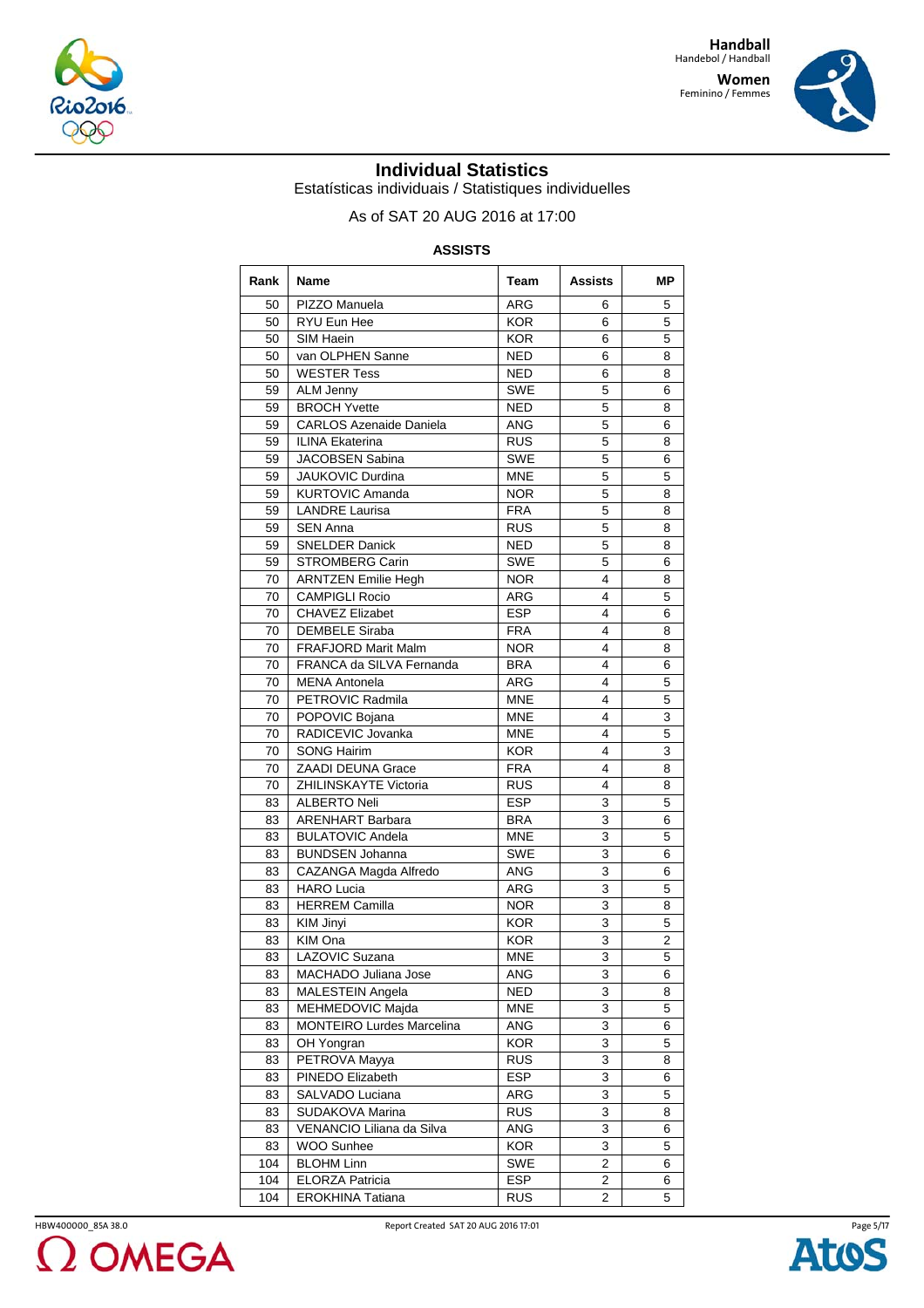Handball
Handebol / Handball
Women
Feminino / Femmes

# Individual Statistics

Estatísticas individuais / Statistiques individuelles

As of SAT 20 AUG 2016 at 17:00

### ASSISTS

| Rank | Name | Team | Assists | MP |
|---|---|---|---|---|
| 50 | PIZZO Manuela | ARG | 6 | 5 |
| 50 | RYU Eun Hee | KOR | 6 | 5 |
| 50 | SIM Haein | KOR | 6 | 5 |
| 50 | van OLPHEN Sanne | NED | 6 | 8 |
| 50 | WESTER Tess | NED | 6 | 8 |
| 59 | ALM Jenny | SWE | 5 | 6 |
| 59 | BROCH Yvette | NED | 5 | 8 |
| 59 | CARLOS Azenaide Daniela | ANG | 5 | 6 |
| 59 | ILINA Ekaterina | RUS | 5 | 8 |
| 59 | JACOBSEN Sabina | SWE | 5 | 6 |
| 59 | JAUKOVIC Durdina | MNE | 5 | 5 |
| 59 | KURTOVIC Amanda | NOR | 5 | 8 |
| 59 | LANDRE Laurisa | FRA | 5 | 8 |
| 59 | SEN Anna | RUS | 5 | 8 |
| 59 | SNELDER Danick | NED | 5 | 8 |
| 59 | STROMBERG Carin | SWE | 5 | 6 |
| 70 | ARNTZEN Emilie Hegh | NOR | 4 | 8 |
| 70 | CAMPIGLI Rocio | ARG | 4 | 5 |
| 70 | CHAVEZ Elizabet | ESP | 4 | 6 |
| 70 | DEMBELE Siraba | FRA | 4 | 8 |
| 70 | FRAFJORD Marit Malm | NOR | 4 | 8 |
| 70 | FRANCA da SILVA Fernanda | BRA | 4 | 6 |
| 70 | MENA Antonela | ARG | 4 | 5 |
| 70 | PETROVIC Radmila | MNE | 4 | 5 |
| 70 | POPOVIC Bojana | MNE | 4 | 3 |
| 70 | RADICEVIC Jovanka | MNE | 4 | 5 |
| 70 | SONG Hairim | KOR | 4 | 3 |
| 70 | ZAADI DEUNA Grace | FRA | 4 | 8 |
| 70 | ZHILINSKAYTE Victoria | RUS | 4 | 8 |
| 83 | ALBERTO Neli | ESP | 3 | 5 |
| 83 | ARENHART Barbara | BRA | 3 | 6 |
| 83 | BULATOVIC Andela | MNE | 3 | 5 |
| 83 | BUNDSEN Johanna | SWE | 3 | 6 |
| 83 | CAZANGA Magda Alfredo | ANG | 3 | 6 |
| 83 | HARO Lucia | ARG | 3 | 5 |
| 83 | HERREM Camilla | NOR | 3 | 8 |
| 83 | KIM Jinyi | KOR | 3 | 5 |
| 83 | KIM Ona | KOR | 3 | 2 |
| 83 | LAZOVIC Suzana | MNE | 3 | 5 |
| 83 | MACHADO Juliana Jose | ANG | 3 | 6 |
| 83 | MALESTEIN Angela | NED | 3 | 8 |
| 83 | MEHMEDOVIC Majda | MNE | 3 | 5 |
| 83 | MONTEIRO Lurdes Marcelina | ANG | 3 | 6 |
| 83 | OH Yongran | KOR | 3 | 5 |
| 83 | PETROVA Mayya | RUS | 3 | 8 |
| 83 | PINEDO Elizabeth | ESP | 3 | 6 |
| 83 | SALVADO Luciana | ARG | 3 | 5 |
| 83 | SUDAKOVA Marina | RUS | 3 | 8 |
| 83 | VENANCIO Liliana da Silva | ANG | 3 | 6 |
| 83 | WOO Sunhee | KOR | 3 | 5 |
| 104 | BLOHM Linn | SWE | 2 | 6 |
| 104 | ELORZA Patricia | ESP | 2 | 6 |
| 104 | EROKHINA Tatiana | RUS | 2 | 5 |

HBW400000_85A 38.0 Report Created SAT 20 AUG 2016 17:01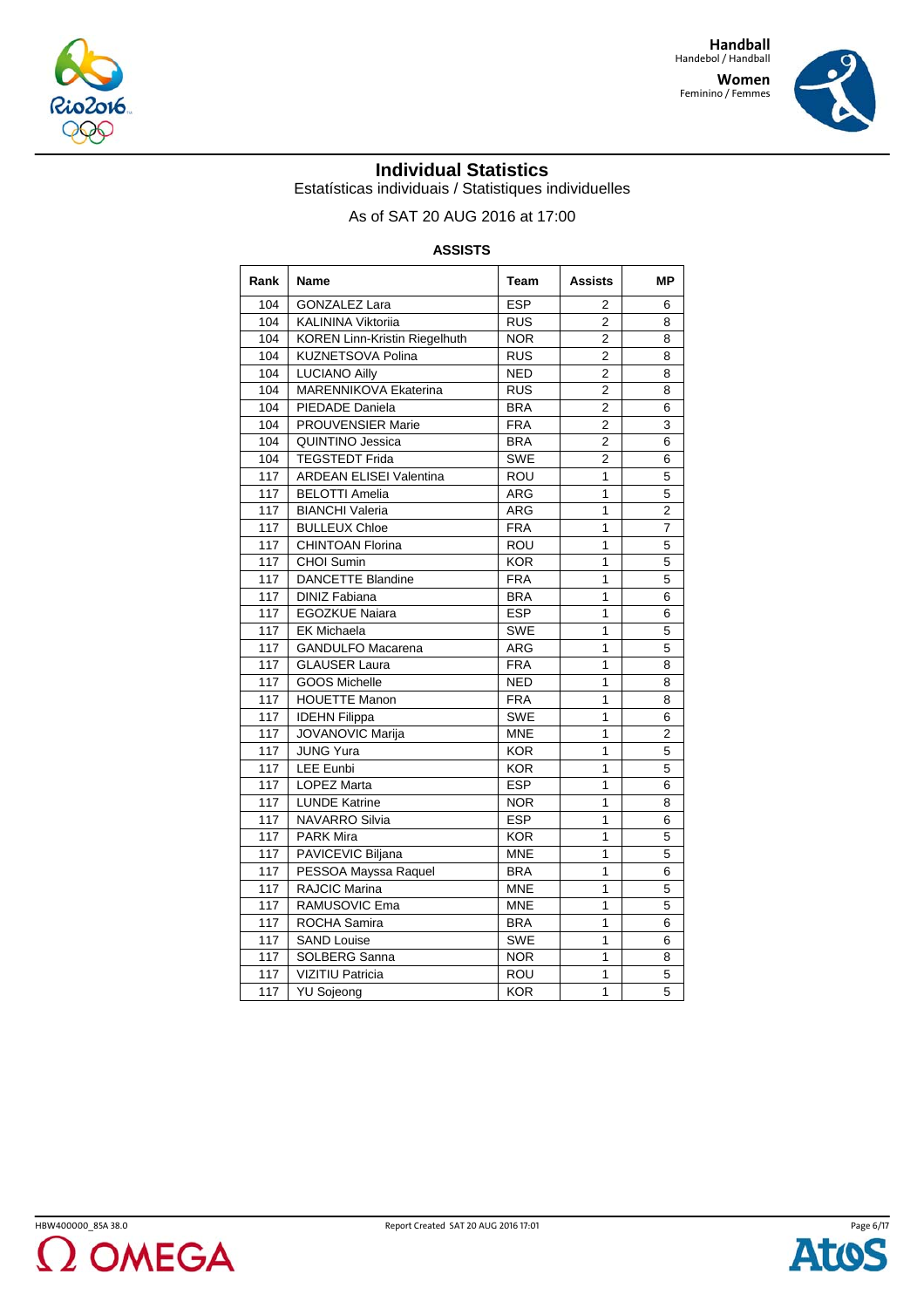# Individual Statistics

Estatísticas individuais / Statistiques individuelles

As of SAT 20 AUG 2016 at 17:00

### ASSISTS

| Rank | Name | Team | Assists | MP |
|---|---|---|---|---|
| 104 | GONZALEZ Lara | ESP | 2 | 6 |
| 104 | KALININA Viktoriia | RUS | 2 | 8 |
| 104 | KOREN Linn-Kristin Riegelhuth | NOR | 2 | 8 |
| 104 | KUZNETSOVA Polina | RUS | 2 | 8 |
| 104 | LUCIANO Ailly | NED | 2 | 8 |
| 104 | MARENNIKOVA Ekaterina | RUS | 2 | 8 |
| 104 | PIEDADE Daniela | BRA | 2 | 6 |
| 104 | PROUVENSIER Marie | FRA | 2 | 3 |
| 104 | QUINTINO Jessica | BRA | 2 | 6 |
| 104 | TEGSTEDT Frida | SWE | 2 | 6 |
| 117 | ARDEAN ELISEI Valentina | ROU | 1 | 5 |
| 117 | BELOTTI Amelia | ARG | 1 | 5 |
| 117 | BIANCHI Valeria | ARG | 1 | 2 |
| 117 | BULLEUX Chloe | FRA | 1 | 7 |
| 117 | CHINTOAN Florina | ROU | 1 | 5 |
| 117 | CHOI Sumin | KOR | 1 | 5 |
| 117 | DANCETTE Blandine | FRA | 1 | 5 |
| 117 | DINIZ Fabiana | BRA | 1 | 6 |
| 117 | EGOZKUE Naiara | ESP | 1 | 6 |
| 117 | EK Michaela | SWE | 1 | 5 |
| 117 | GANDULFO Macarena | ARG | 1 | 5 |
| 117 | GLAUSER Laura | FRA | 1 | 8 |
| 117 | GOOS Michelle | NED | 1 | 8 |
| 117 | HOUETTE Manon | FRA | 1 | 8 |
| 117 | IDEHN Filippa | SWE | 1 | 6 |
| 117 | JOVANOVIC Marija | MNE | 1 | 2 |
| 117 | JUNG Yura | KOR | 1 | 5 |
| 117 | LEE Eunbi | KOR | 1 | 5 |
| 117 | LOPEZ Marta | ESP | 1 | 6 |
| 117 | LUNDE Katrine | NOR | 1 | 8 |
| 117 | NAVARRO Silvia | ESP | 1 | 6 |
| 117 | PARK Mira | KOR | 1 | 5 |
| 117 | PAVICEVIC Biljana | MNE | 1 | 5 |
| 117 | PESSOA Mayssa Raquel | BRA | 1 | 6 |
| 117 | RAJCIC Marina | MNE | 1 | 5 |
| 117 | RAMUSOVIC Ema | MNE | 1 | 5 |
| 117 | ROCHA Samira | BRA | 1 | 6 |
| 117 | SAND Louise | SWE | 1 | 6 |
| 117 | SOLBERG Sanna | NOR | 1 | 8 |
| 117 | VIZITIU Patricia | ROU | 1 | 5 |
| 117 | YU Sojeong | KOR | 1 | 5 |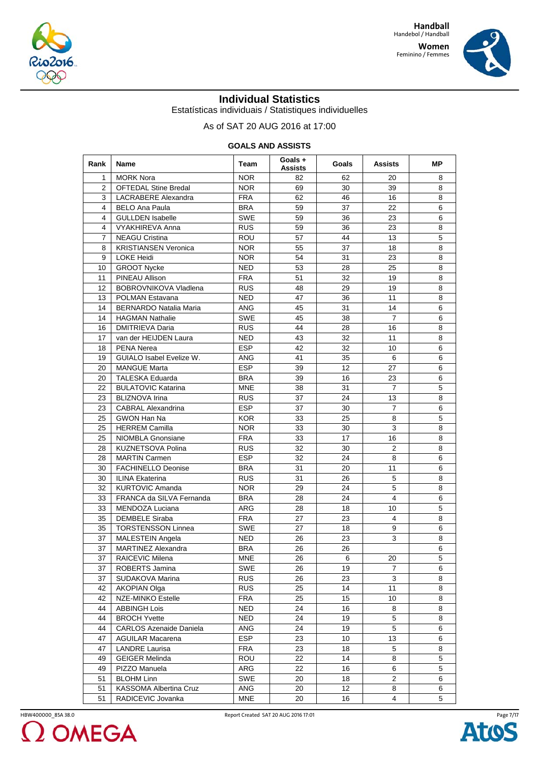**Handball**
Handebol / Handball

**Women**
Feminino / Femmes

# Individual Statistics

Estatísticas individuais / Statistiques individuelles

As of SAT 20 AUG 2016 at 17:00

### GOALS AND ASSISTS

| Rank | Name | Team | Goals + Assists | Goals | Assists | MP |
|---|---|---|---|---|---|---|
| 1 | MORK Nora | NOR | 82 | 62 | 20 | 8 |
| 2 | OFTEDAL Stine Bredal | NOR | 69 | 30 | 39 | 8 |
| 3 | LACRABERE Alexandra | FRA | 62 | 46 | 16 | 8 |
| 4 | BELO Ana Paula | BRA | 59 | 37 | 22 | 6 |
| 4 | GULLDEN Isabelle | SWE | 59 | 36 | 23 | 6 |
| 4 | VYAKHIREVA Anna | RUS | 59 | 36 | 23 | 8 |
| 7 | NEAGU Cristina | ROU | 57 | 44 | 13 | 5 |
| 8 | KRISTIANSEN Veronica | NOR | 55 | 37 | 18 | 8 |
| 9 | LOKE Heidi | NOR | 54 | 31 | 23 | 8 |
| 10 | GROOT Nycke | NED | 53 | 28 | 25 | 8 |
| 11 | PINEAU Allison | FRA | 51 | 32 | 19 | 8 |
| 12 | BOBROVNIKOVA Vladlena | RUS | 48 | 29 | 19 | 8 |
| 13 | POLMAN Estavana | NED | 47 | 36 | 11 | 8 |
| 14 | BERNARDO Natalia Maria | ANG | 45 | 31 | 14 | 6 |
| 14 | HAGMAN Nathalie | SWE | 45 | 38 | 7 | 6 |
| 16 | DMITRIEVA Daria | RUS | 44 | 28 | 16 | 8 |
| 17 | van der HEIJDEN Laura | NED | 43 | 32 | 11 | 8 |
| 18 | PENA Nerea | ESP | 42 | 32 | 10 | 6 |
| 19 | GUIALO Isabel Evelize W. | ANG | 41 | 35 | 6 | 6 |
| 20 | MANGUE Marta | ESP | 39 | 12 | 27 | 6 |
| 20 | TALESKA Eduarda | BRA | 39 | 16 | 23 | 6 |
| 22 | BULATOVIC Katarina | MNE | 38 | 31 | 7 | 5 |
| 23 | BLIZNOVA Irina | RUS | 37 | 24 | 13 | 8 |
| 23 | CABRAL Alexandrina | ESP | 37 | 30 | 7 | 6 |
| 25 | GWON Han Na | KOR | 33 | 25 | 8 | 5 |
| 25 | HERREM Camilla | NOR | 33 | 30 | 3 | 8 |
| 25 | NIOMBLA Gnonsiane | FRA | 33 | 17 | 16 | 8 |
| 28 | KUZNETSOVA Polina | RUS | 32 | 30 | 2 | 8 |
| 28 | MARTIN Carmen | ESP | 32 | 24 | 8 | 6 |
| 30 | FACHINELLO Deonise | BRA | 31 | 20 | 11 | 6 |
| 30 | ILINA Ekaterina | RUS | 31 | 26 | 5 | 8 |
| 32 | KURTOVIC Amanda | NOR | 29 | 24 | 5 | 8 |
| 33 | FRANCA da SILVA Fernanda | BRA | 28 | 24 | 4 | 6 |
| 33 | MENDOZA Luciana | ARG | 28 | 18 | 10 | 5 |
| 35 | DEMBELE Siraba | FRA | 27 | 23 | 4 | 8 |
| 35 | TORSTENSSON Linnea | SWE | 27 | 18 | 9 | 6 |
| 37 | MALESTEIN Angela | NED | 26 | 23 | 3 | 8 |
| 37 | MARTINEZ Alexandra | BRA | 26 | 26 | | 6 |
| 37 | RAICEVIC Milena | MNE | 26 | 6 | 20 | 5 |
| 37 | ROBERTS Jamina | SWE | 26 | 19 | 7 | 6 |
| 37 | SUDAKOVA Marina | RUS | 26 | 23 | 3 | 8 |
| 42 | AKOPIAN Olga | RUS | 25 | 14 | 11 | 8 |
| 42 | NZE-MINKO Estelle | FRA | 25 | 15 | 10 | 8 |
| 44 | ABBINGH Lois | NED | 24 | 16 | 8 | 8 |
| 44 | BROCH Yvette | NED | 24 | 19 | 5 | 8 |
| 44 | CARLOS Azenaide Daniela | ANG | 24 | 19 | 5 | 6 |
| 47 | AGUILAR Macarena | ESP | 23 | 10 | 13 | 6 |
| 47 | LANDRE Laurisa | FRA | 23 | 18 | 5 | 8 |
| 49 | GEIGER Melinda | ROU | 22 | 14 | 8 | 5 |
| 49 | PIZZO Manuela | ARG | 22 | 16 | 6 | 5 |
| 51 | BLOHM Linn | SWE | 20 | 18 | 2 | 6 |
| 51 | KASSOMA Albertina Cruz | ANG | 20 | 12 | 8 | 6 |
| 51 | RADICEVIC Jovanka | MNE | 20 | 16 | 4 | 5 |

HBW400000_85A 38.0 Report Created SAT 20 AUG 2016 17:01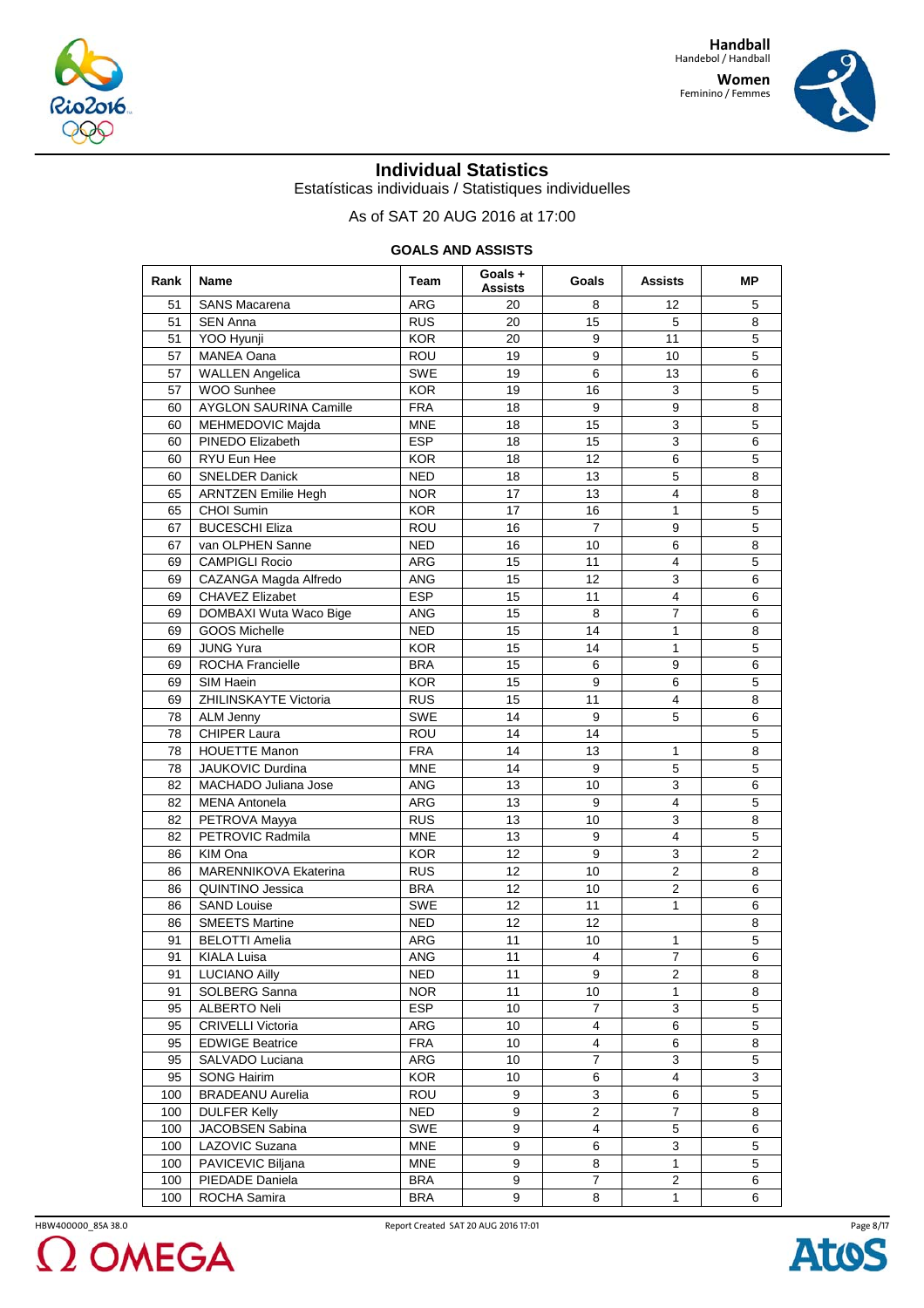# Individual Statistics

Estatísticas individuais / Statistiques individuelles

As of SAT 20 AUG 2016 at 17:00

### GOALS AND ASSISTS

| Rank | Name | Team | Goals + Assists | Goals | Assists | MP |
|---|---|---|---|---|---|---|
| 51 | SANS Macarena | ARG | 20 | 8 | 12 | 5 |
| 51 | SEN Anna | RUS | 20 | 15 | 5 | 8 |
| 51 | YOO Hyunji | KOR | 20 | 9 | 11 | 5 |
| 57 | MANEA Oana | ROU | 19 | 9 | 10 | 5 |
| 57 | WALLEN Angelica | SWE | 19 | 6 | 13 | 6 |
| 57 | WOO Sunhee | KOR | 19 | 16 | 3 | 5 |
| 60 | AYGLON SAURINA Camille | FRA | 18 | 9 | 9 | 8 |
| 60 | MEHMEDOVIC Majda | MNE | 18 | 15 | 3 | 5 |
| 60 | PINEDO Elizabeth | ESP | 18 | 15 | 3 | 6 |
| 60 | RYU Eun Hee | KOR | 18 | 12 | 6 | 5 |
| 60 | SNELDER Danick | NED | 18 | 13 | 5 | 8 |
| 65 | ARNTZEN Emilie Hegh | NOR | 17 | 13 | 4 | 8 |
| 65 | CHOI Sumin | KOR | 17 | 16 | 1 | 5 |
| 67 | BUCESCHI Eliza | ROU | 16 | 7 | 9 | 5 |
| 67 | van OLPHEN Sanne | NED | 16 | 10 | 6 | 8 |
| 69 | CAMPIGLI Rocio | ARG | 15 | 11 | 4 | 5 |
| 69 | CAZANGA Magda Alfredo | ANG | 15 | 12 | 3 | 6 |
| 69 | CHAVEZ Elizabet | ESP | 15 | 11 | 4 | 6 |
| 69 | DOMBAXI Wuta Waco Bige | ANG | 15 | 8 | 7 | 6 |
| 69 | GOOS Michelle | NED | 15 | 14 | 1 | 8 |
| 69 | JUNG Yura | KOR | 15 | 14 | 1 | 5 |
| 69 | ROCHA Francielle | BRA | 15 | 6 | 9 | 6 |
| 69 | SIM Haein | KOR | 15 | 9 | 6 | 5 |
| 69 | ZHILINSKAYTE Victoria | RUS | 15 | 11 | 4 | 8 |
| 78 | ALM Jenny | SWE | 14 | 9 | 5 | 6 |
| 78 | CHIPER Laura | ROU | 14 | 14 | | 5 |
| 78 | HOUETTE Manon | FRA | 14 | 13 | 1 | 8 |
| 78 | JAUKOVIC Durdina | MNE | 14 | 9 | 5 | 5 |
| 82 | MACHADO Juliana Jose | ANG | 13 | 10 | 3 | 6 |
| 82 | MENA Antonela | ARG | 13 | 9 | 4 | 5 |
| 82 | PETROVA Mayya | RUS | 13 | 10 | 3 | 8 |
| 82 | PETROVIC Radmila | MNE | 13 | 9 | 4 | 5 |
| 86 | KIM Ona | KOR | 12 | 9 | 3 | 2 |
| 86 | MARENNIKOVA Ekaterina | RUS | 12 | 10 | 2 | 8 |
| 86 | QUINTINO Jessica | BRA | 12 | 10 | 2 | 6 |
| 86 | SAND Louise | SWE | 12 | 11 | 1 | 6 |
| 86 | SMEETS Martine | NED | 12 | 12 | | 8 |
| 91 | BELOTTI Amelia | ARG | 11 | 10 | 1 | 5 |
| 91 | KIALA Luisa | ANG | 11 | 4 | 7 | 6 |
| 91 | LUCIANO Ailly | NED | 11 | 9 | 2 | 8 |
| 91 | SOLBERG Sanna | NOR | 11 | 10 | 1 | 8 |
| 95 | ALBERTO Neli | ESP | 10 | 7 | 3 | 5 |
| 95 | CRIVELLI Victoria | ARG | 10 | 4 | 6 | 5 |
| 95 | EDWIGE Beatrice | FRA | 10 | 4 | 6 | 8 |
| 95 | SALVADO Luciana | ARG | 10 | 7 | 3 | 5 |
| 95 | SONG Hairim | KOR | 10 | 6 | 4 | 3 |
| 100 | BRADEANU Aurelia | ROU | 9 | 3 | 6 | 5 |
| 100 | DULFER Kelly | NED | 9 | 2 | 7 | 8 |
| 100 | JACOBSEN Sabina | SWE | 9 | 4 | 5 | 6 |
| 100 | LAZOVIC Suzana | MNE | 9 | 6 | 3 | 5 |
| 100 | PAVICEVIC Biljana | MNE | 9 | 8 | 1 | 5 |
| 100 | PIEDADE Daniela | BRA | 9 | 7 | 2 | 6 |
| 100 | ROCHA Samira | BRA | 9 | 8 | 1 | 6 |

HBW400000_85A 38.0 Report Created SAT 20 AUG 2016 17:01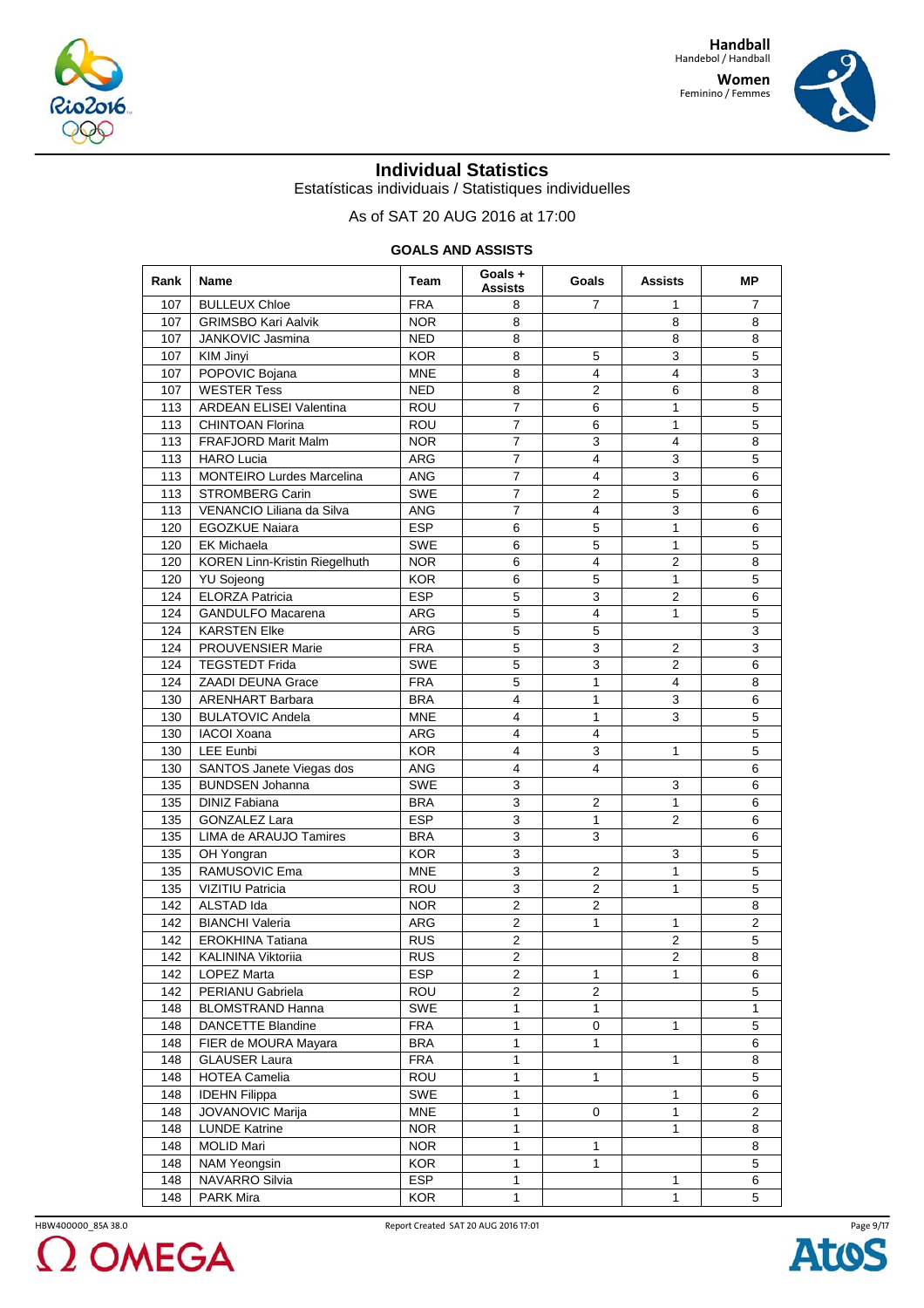# Individual Statistics

Estatísticas individuais / Statistiques individuelles

As of SAT 20 AUG 2016 at 17:00

### GOALS AND ASSISTS

| Rank | Name | Team | Goals + Assists | Goals | Assists | MP |
|---|---|---|---|---|---|---|
| 107 | BULLEUX Chloe | FRA | 8 | 7 | 1 | 7 |
| 107 | GRIMSBO Kari Aalvik | NOR | 8 | | 8 | 8 |
| 107 | JANKOVIC Jasmina | NED | 8 | | 8 | 8 |
| 107 | KIM Jinyi | KOR | 8 | 5 | 3 | 5 |
| 107 | POPOVIC Bojana | MNE | 8 | 4 | 4 | 3 |
| 107 | WESTER Tess | NED | 8 | 2 | 6 | 8 |
| 113 | ARDEAN ELISEI Valentina | ROU | 7 | 6 | 1 | 5 |
| 113 | CHINTOAN Florina | ROU | 7 | 6 | 1 | 5 |
| 113 | FRAFJORD Marit Malm | NOR | 7 | 3 | 4 | 8 |
| 113 | HARO Lucia | ARG | 7 | 4 | 3 | 5 |
| 113 | MONTEIRO Lurdes Marcelina | ANG | 7 | 4 | 3 | 6 |
| 113 | STROMBERG Carin | SWE | 7 | 2 | 5 | 6 |
| 113 | VENANCIO Liliana da Silva | ANG | 7 | 4 | 3 | 6 |
| 120 | EGOZKUE Naiara | ESP | 6 | 5 | 1 | 6 |
| 120 | EK Michaela | SWE | 6 | 5 | 1 | 5 |
| 120 | KOREN Linn-Kristin Riegelhuth | NOR | 6 | 4 | 2 | 8 |
| 120 | YU Sojeong | KOR | 6 | 5 | 1 | 5 |
| 124 | ELORZA Patricia | ESP | 5 | 3 | 2 | 6 |
| 124 | GANDULFO Macarena | ARG | 5 | 4 | 1 | 5 |
| 124 | KARSTEN Elke | ARG | 5 | 5 | | 3 |
| 124 | PROUVENSIER Marie | FRA | 5 | 3 | 2 | 3 |
| 124 | TEGSTEDT Frida | SWE | 5 | 3 | 2 | 6 |
| 124 | ZAADI DEUNA Grace | FRA | 5 | 1 | 4 | 8 |
| 130 | ARENHART Barbara | BRA | 4 | 1 | 3 | 6 |
| 130 | BULATOVIC Andela | MNE | 4 | 1 | 3 | 5 |
| 130 | IACOI Xoana | ARG | 4 | 4 | | 5 |
| 130 | LEE Eunbi | KOR | 4 | 3 | 1 | 5 |
| 130 | SANTOS Janete Viegas dos | ANG | 4 | 4 | | 6 |
| 135 | BUNDSEN Johanna | SWE | 3 | | 3 | 6 |
| 135 | DINIZ Fabiana | BRA | 3 | 2 | 1 | 6 |
| 135 | GONZALEZ Lara | ESP | 3 | 1 | 2 | 6 |
| 135 | LIMA de ARAUJO Tamires | BRA | 3 | 3 | | 6 |
| 135 | OH Yongran | KOR | 3 | | 3 | 5 |
| 135 | RAMUSOVIC Ema | MNE | 3 | 2 | 1 | 5 |
| 135 | VIZITIU Patricia | ROU | 3 | 2 | 1 | 5 |
| 142 | ALSTAD Ida | NOR | 2 | 2 | | 8 |
| 142 | BIANCHI Valeria | ARG | 2 | 1 | 1 | 2 |
| 142 | EROKHINA Tatiana | RUS | 2 | | 2 | 5 |
| 142 | KALININA Viktoriia | RUS | 2 | | 2 | 8 |
| 142 | LOPEZ Marta | ESP | 2 | 1 | 1 | 6 |
| 142 | PERIANU Gabriela | ROU | 2 | 2 | | 5 |
| 148 | BLOMSTRAND Hanna | SWE | 1 | 1 | | 1 |
| 148 | DANCETTE Blandine | FRA | 1 | 0 | 1 | 5 |
| 148 | FIER de MOURA Mayara | BRA | 1 | 1 | | 6 |
| 148 | GLAUSER Laura | FRA | 1 | | 1 | 8 |
| 148 | HOTEA Camelia | ROU | 1 | 1 | | 5 |
| 148 | IDEHN Filippa | SWE | 1 | | 1 | 6 |
| 148 | JOVANOVIC Marija | MNE | 1 | 0 | 1 | 2 |
| 148 | LUNDE Katrine | NOR | 1 | | 1 | 8 |
| 148 | MOLID Mari | NOR | 1 | 1 | | 8 |
| 148 | NAM Yeongsin | KOR | 1 | 1 | | 5 |
| 148 | NAVARRO Silvia | ESP | 1 | | 1 | 6 |
| 148 | PARK Mira | KOR | 1 | | 1 | 5 |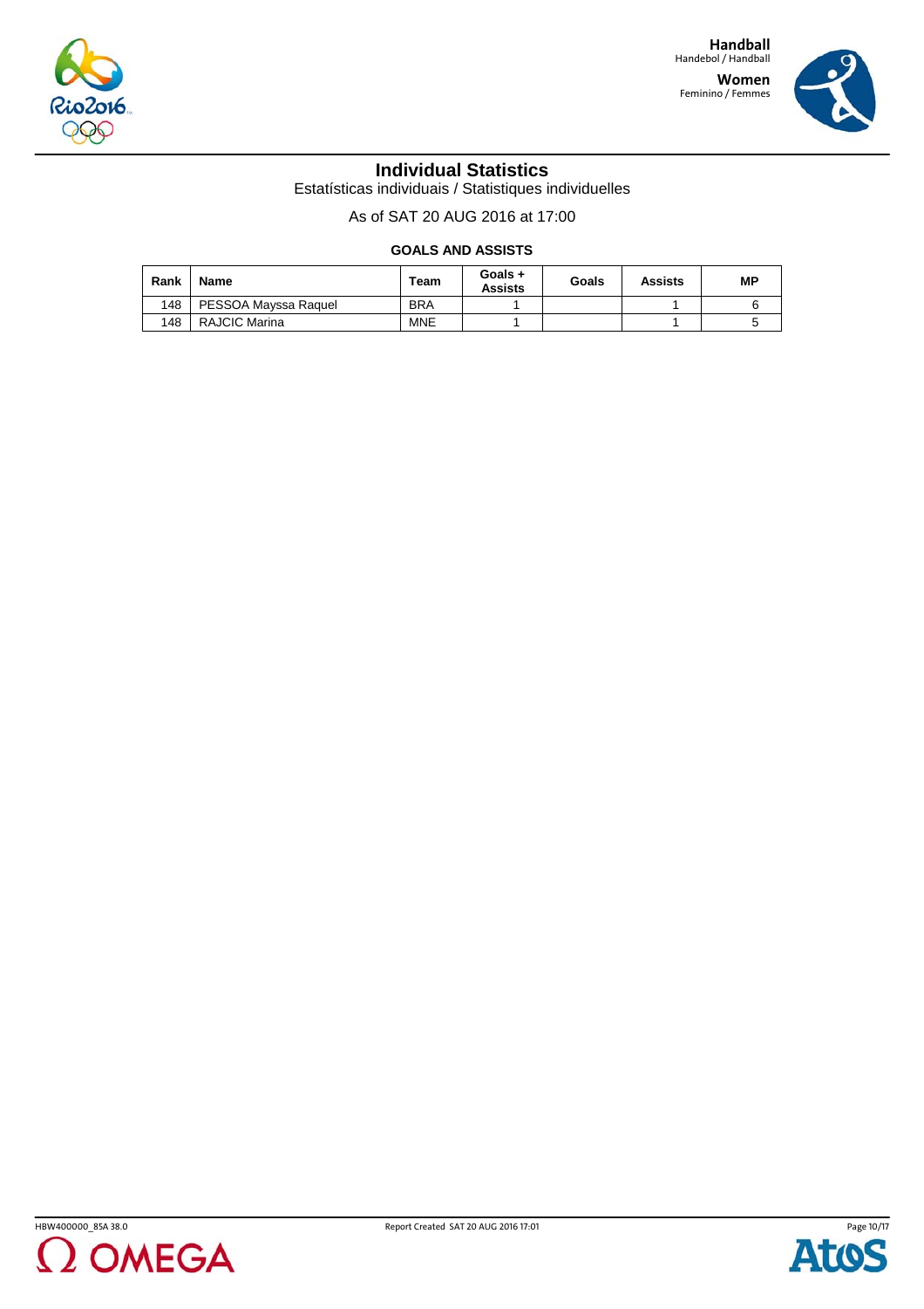# Individual Statistics

Estatísticas individuais / Statistiques individuelles

As of SAT 20 AUG 2016 at 17:00

### GOALS AND ASSISTS

| Rank | Name | Team | Goals + Assists | Goals | Assists | MP |
|---|---|---|---|---|---|---|
| 148 | PESSOA Mayssa Raquel | BRA | 1 | | 1 | 6 |
| 148 | RAJCIC Marina | MNE | 1 | | 1 | 5 |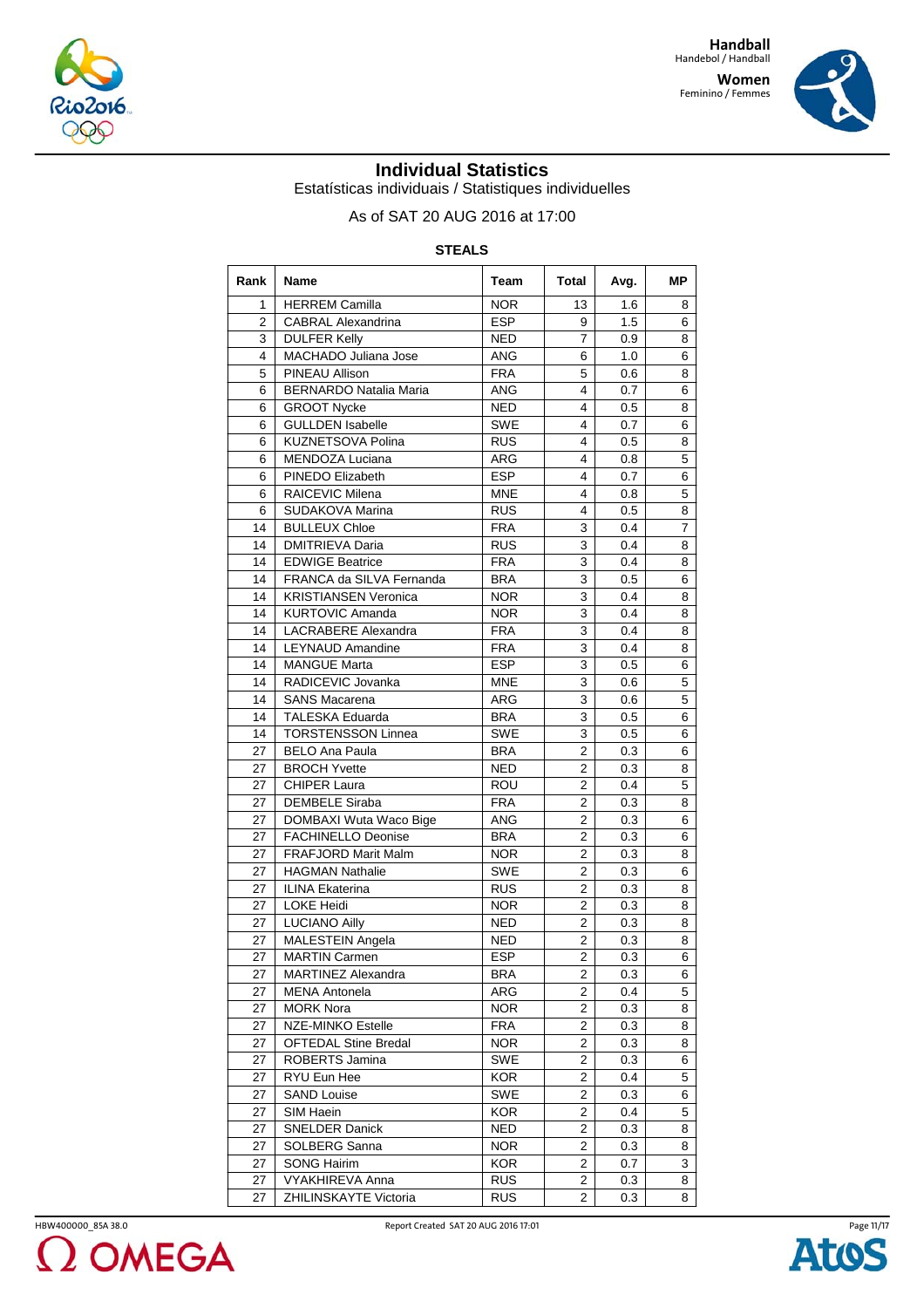# Individual Statistics

Estatísticas individuais / Statistiques individuelles

As of SAT 20 AUG 2016 at 17:00

## STEALS

| Rank | Name | Team | Total | Avg. | MP |
|---|---|---|---|---|---|
| 1 | HERREM Camilla | NOR | 13 | 1.6 | 8 |
| 2 | CABRAL Alexandrina | ESP | 9 | 1.5 | 6 |
| 3 | DULFER Kelly | NED | 7 | 0.9 | 8 |
| 4 | MACHADO Juliana Jose | ANG | 6 | 1.0 | 6 |
| 5 | PINEAU Allison | FRA | 5 | 0.6 | 8 |
| 6 | BERNARDO Natalia Maria | ANG | 4 | 0.7 | 6 |
| 6 | GROOT Nycke | NED | 4 | 0.5 | 8 |
| 6 | GULLDEN Isabelle | SWE | 4 | 0.7 | 6 |
| 6 | KUZNETSOVA Polina | RUS | 4 | 0.5 | 8 |
| 6 | MENDOZA Luciana | ARG | 4 | 0.8 | 5 |
| 6 | PINEDO Elizabeth | ESP | 4 | 0.7 | 6 |
| 6 | RAICEVIC Milena | MNE | 4 | 0.8 | 5 |
| 6 | SUDAKOVA Marina | RUS | 4 | 0.5 | 8 |
| 14 | BULLEUX Chloe | FRA | 3 | 0.4 | 7 |
| 14 | DMITRIEVA Daria | RUS | 3 | 0.4 | 8 |
| 14 | EDWIGE Beatrice | FRA | 3 | 0.4 | 8 |
| 14 | FRANCA da SILVA Fernanda | BRA | 3 | 0.5 | 6 |
| 14 | KRISTIANSEN Veronica | NOR | 3 | 0.4 | 8 |
| 14 | KURTOVIC Amanda | NOR | 3 | 0.4 | 8 |
| 14 | LACRABERE Alexandra | FRA | 3 | 0.4 | 8 |
| 14 | LEYNAUD Amandine | FRA | 3 | 0.4 | 8 |
| 14 | MANGUE Marta | ESP | 3 | 0.5 | 6 |
| 14 | RADICEVIC Jovanka | MNE | 3 | 0.6 | 5 |
| 14 | SANS Macarena | ARG | 3 | 0.6 | 5 |
| 14 | TALESKA Eduarda | BRA | 3 | 0.5 | 6 |
| 14 | TORSTENSSON Linnea | SWE | 3 | 0.5 | 6 |
| 27 | BELO Ana Paula | BRA | 2 | 0.3 | 6 |
| 27 | BROCH Yvette | NED | 2 | 0.3 | 8 |
| 27 | CHIPER Laura | ROU | 2 | 0.4 | 5 |
| 27 | DEMBELE Siraba | FRA | 2 | 0.3 | 8 |
| 27 | DOMBAXI Wuta Waco Bige | ANG | 2 | 0.3 | 6 |
| 27 | FACHINELLO Deonise | BRA | 2 | 0.3 | 6 |
| 27 | FRAFJORD Marit Malm | NOR | 2 | 0.3 | 8 |
| 27 | HAGMAN Nathalie | SWE | 2 | 0.3 | 6 |
| 27 | ILINA Ekaterina | RUS | 2 | 0.3 | 8 |
| 27 | LOKE Heidi | NOR | 2 | 0.3 | 8 |
| 27 | LUCIANO Ailly | NED | 2 | 0.3 | 8 |
| 27 | MALESTEIN Angela | NED | 2 | 0.3 | 8 |
| 27 | MARTIN Carmen | ESP | 2 | 0.3 | 6 |
| 27 | MARTINEZ Alexandra | BRA | 2 | 0.3 | 6 |
| 27 | MENA Antonela | ARG | 2 | 0.4 | 5 |
| 27 | MORK Nora | NOR | 2 | 0.3 | 8 |
| 27 | NZE-MINKO Estelle | FRA | 2 | 0.3 | 8 |
| 27 | OFTEDAL Stine Bredal | NOR | 2 | 0.3 | 8 |
| 27 | ROBERTS Jamina | SWE | 2 | 0.3 | 6 |
| 27 | RYU Eun Hee | KOR | 2 | 0.4 | 5 |
| 27 | SAND Louise | SWE | 2 | 0.3 | 6 |
| 27 | SIM Haein | KOR | 2 | 0.4 | 5 |
| 27 | SNELDER Danick | NED | 2 | 0.3 | 8 |
| 27 | SOLBERG Sanna | NOR | 2 | 0.3 | 8 |
| 27 | SONG Hairim | KOR | 2 | 0.7 | 3 |
| 27 | VYAKHIREVA Anna | RUS | 2 | 0.3 | 8 |
| 27 | ZHILINSKAYTE Victoria | RUS | 2 | 0.3 | 8 |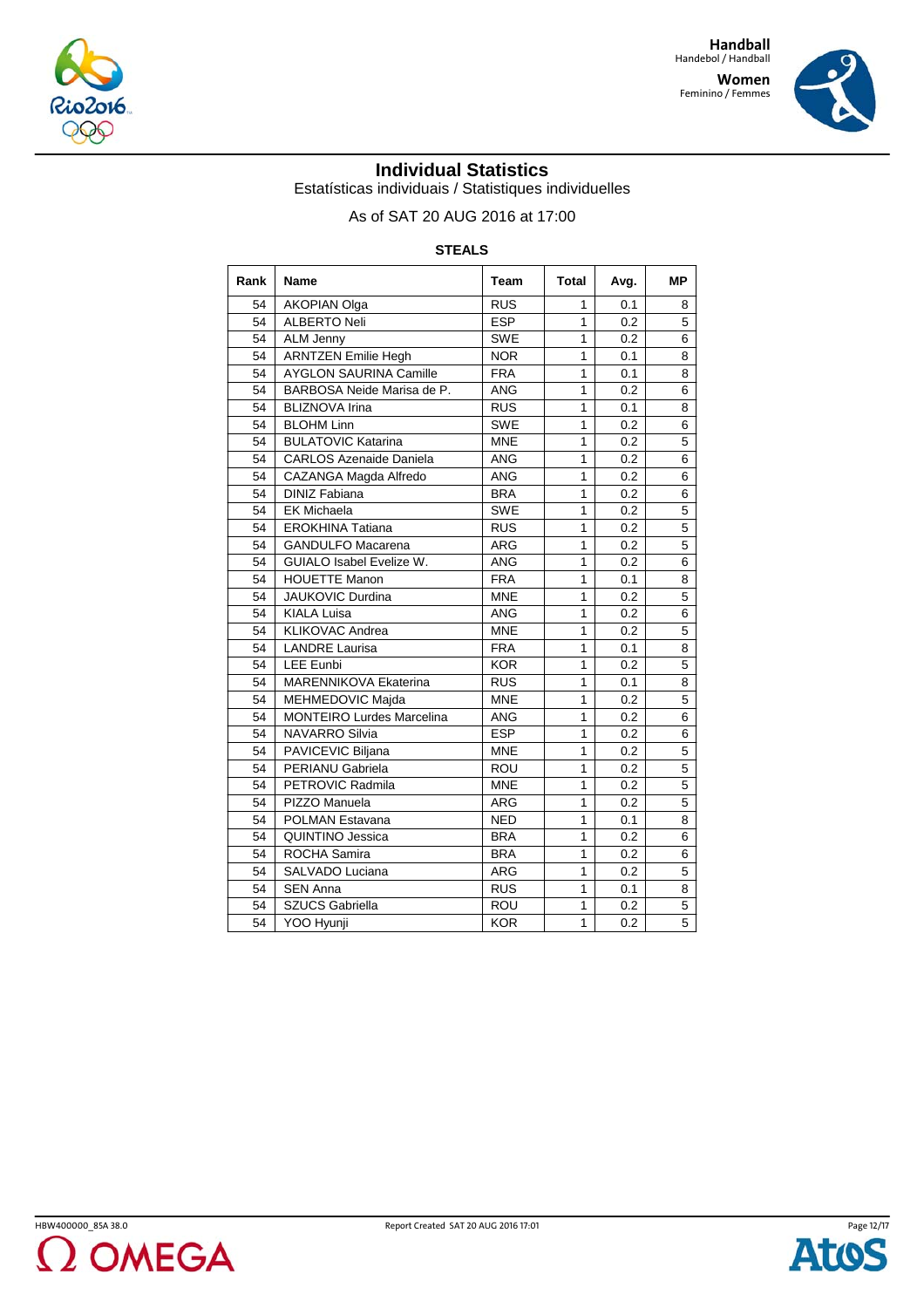Handball
Handebol / Handball

Women
Feminino / Femmes

# Individual Statistics

Estatísticas individuais / Statistiques individuelles

As of SAT 20 AUG 2016 at 17:00

## STEALS

| Rank | Name | Team | Total | Avg. | MP |
|---|---|---|---|---|---|
| 54 | AKOPIAN Olga | RUS | 1 | 0.1 | 8 |
| 54 | ALBERTO Neli | ESP | 1 | 0.2 | 5 |
| 54 | ALM Jenny | SWE | 1 | 0.2 | 6 |
| 54 | ARNTZEN Emilie Hegh | NOR | 1 | 0.1 | 8 |
| 54 | AYGLON SAURINA Camille | FRA | 1 | 0.1 | 8 |
| 54 | BARBOSA Neide Marisa de P. | ANG | 1 | 0.2 | 6 |
| 54 | BLIZNOVA Irina | RUS | 1 | 0.1 | 8 |
| 54 | BLOHM Linn | SWE | 1 | 0.2 | 6 |
| 54 | BULATOVIC Katarina | MNE | 1 | 0.2 | 5 |
| 54 | CARLOS Azenaide Daniela | ANG | 1 | 0.2 | 6 |
| 54 | CAZANGA Magda Alfredo | ANG | 1 | 0.2 | 6 |
| 54 | DINIZ Fabiana | BRA | 1 | 0.2 | 6 |
| 54 | EK Michaela | SWE | 1 | 0.2 | 5 |
| 54 | EROKHINA Tatiana | RUS | 1 | 0.2 | 5 |
| 54 | GANDULFO Macarena | ARG | 1 | 0.2 | 5 |
| 54 | GUIALO Isabel Evelize W. | ANG | 1 | 0.2 | 6 |
| 54 | HOUETTE Manon | FRA | 1 | 0.1 | 8 |
| 54 | JAUKOVIC Durdina | MNE | 1 | 0.2 | 5 |
| 54 | KIALA Luisa | ANG | 1 | 0.2 | 6 |
| 54 | KLIKOVAC Andrea | MNE | 1 | 0.2 | 5 |
| 54 | LANDRE Laurisa | FRA | 1 | 0.1 | 8 |
| 54 | LEE Eunbi | KOR | 1 | 0.2 | 5 |
| 54 | MARENNIKOVA Ekaterina | RUS | 1 | 0.1 | 8 |
| 54 | MEHMEDOVIC Majda | MNE | 1 | 0.2 | 5 |
| 54 | MONTEIRO Lurdes Marcelina | ANG | 1 | 0.2 | 6 |
| 54 | NAVARRO Silvia | ESP | 1 | 0.2 | 6 |
| 54 | PAVICEVIC Biljana | MNE | 1 | 0.2 | 5 |
| 54 | PERIANU Gabriela | ROU | 1 | 0.2 | 5 |
| 54 | PETROVIC Radmila | MNE | 1 | 0.2 | 5 |
| 54 | PIZZO Manuela | ARG | 1 | 0.2 | 5 |
| 54 | POLMAN Estavana | NED | 1 | 0.1 | 8 |
| 54 | QUINTINO Jessica | BRA | 1 | 0.2 | 6 |
| 54 | ROCHA Samira | BRA | 1 | 0.2 | 6 |
| 54 | SALVADO Luciana | ARG | 1 | 0.2 | 5 |
| 54 | SEN Anna | RUS | 1 | 0.1 | 8 |
| 54 | SZUCS Gabriella | ROU | 1 | 0.2 | 5 |
| 54 | YOO Hyunji | KOR | 1 | 0.2 | 5 |

HBW400000_85A 38.0    Report Created SAT 20 AUG 2016 17:01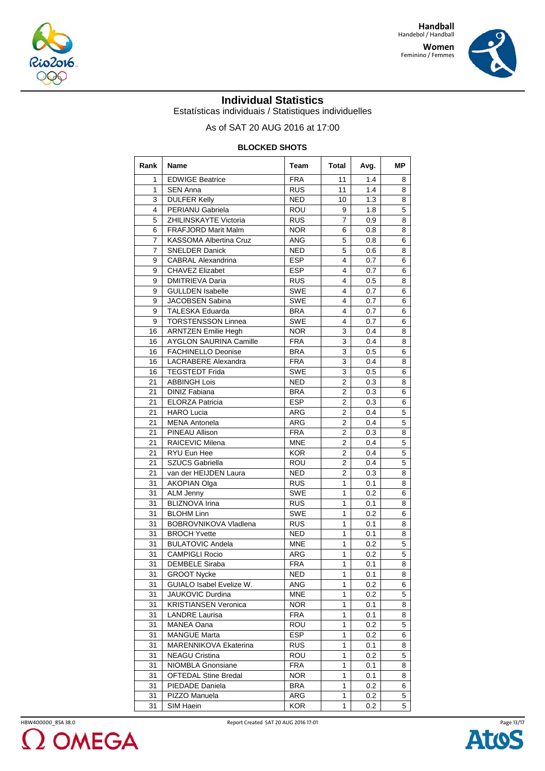# Individual Statistics

Estatísticas individuais / Statistiques individuelles

As of SAT 20 AUG 2016 at 17:00

### BLOCKED SHOTS

| Rank | Name | Team | Total | Avg. | MP |
|---|---|---|---|---|---|
| 1 | EDWIGE Beatrice | FRA | 11 | 1.4 | 8 |
| 1 | SEN Anna | RUS | 11 | 1.4 | 8 |
| 3 | DULFER Kelly | NED | 10 | 1.3 | 8 |
| 4 | PERIANU Gabriela | ROU | 9 | 1.8 | 5 |
| 5 | ZHILINSKAYTE Victoria | RUS | 7 | 0.9 | 8 |
| 6 | FRAFJORD Marit Malm | NOR | 6 | 0.8 | 8 |
| 7 | KASSOMA Albertina Cruz | ANG | 5 | 0.8 | 6 |
| 7 | SNELDER Danick | NED | 5 | 0.6 | 8 |
| 9 | CABRAL Alexandrina | ESP | 4 | 0.7 | 6 |
| 9 | CHAVEZ Elizabet | ESP | 4 | 0.7 | 6 |
| 9 | DMITRIEVA Daria | RUS | 4 | 0.5 | 8 |
| 9 | GULLDEN Isabelle | SWE | 4 | 0.7 | 6 |
| 9 | JACOBSEN Sabina | SWE | 4 | 0.7 | 6 |
| 9 | TALESKA Eduarda | BRA | 4 | 0.7 | 6 |
| 9 | TORSTENSSON Linnea | SWE | 4 | 0.7 | 6 |
| 16 | ARNTZEN Emilie Hegh | NOR | 3 | 0.4 | 8 |
| 16 | AYGLON SAURINA Camille | FRA | 3 | 0.4 | 8 |
| 16 | FACHINELLO Deonise | BRA | 3 | 0.5 | 6 |
| 16 | LACRABERE Alexandra | FRA | 3 | 0.4 | 8 |
| 16 | TEGSTEDT Frida | SWE | 3 | 0.5 | 6 |
| 21 | ABBINGH Lois | NED | 2 | 0.3 | 8 |
| 21 | DINIZ Fabiana | BRA | 2 | 0.3 | 6 |
| 21 | ELORZA Patricia | ESP | 2 | 0.3 | 6 |
| 21 | HARO Lucia | ARG | 2 | 0.4 | 5 |
| 21 | MENA Antonela | ARG | 2 | 0.4 | 5 |
| 21 | PINEAU Allison | FRA | 2 | 0.3 | 8 |
| 21 | RAICEVIC Milena | MNE | 2 | 0.4 | 5 |
| 21 | RYU Eun Hee | KOR | 2 | 0.4 | 5 |
| 21 | SZUCS Gabriella | ROU | 2 | 0.4 | 5 |
| 21 | van der HEIJDEN Laura | NED | 2 | 0.3 | 8 |
| 31 | AKOPIAN Olga | RUS | 1 | 0.1 | 8 |
| 31 | ALM Jenny | SWE | 1 | 0.2 | 6 |
| 31 | BLIZNOVA Irina | RUS | 1 | 0.1 | 8 |
| 31 | BLOHM Linn | SWE | 1 | 0.2 | 6 |
| 31 | BOBROVNIKOVA Vladlena | RUS | 1 | 0.1 | 8 |
| 31 | BROCH Yvette | NED | 1 | 0.1 | 8 |
| 31 | BULATOVIC Andela | MNE | 1 | 0.2 | 5 |
| 31 | CAMPIGLI Rocio | ARG | 1 | 0.2 | 5 |
| 31 | DEMBELE Siraba | FRA | 1 | 0.1 | 8 |
| 31 | GROOT Nycke | NED | 1 | 0.1 | 8 |
| 31 | GUIALO Isabel Evelize W. | ANG | 1 | 0.2 | 6 |
| 31 | JAUKOVIC Durdina | MNE | 1 | 0.2 | 5 |
| 31 | KRISTIANSEN Veronica | NOR | 1 | 0.1 | 8 |
| 31 | LANDRE Laurisa | FRA | 1 | 0.1 | 8 |
| 31 | MANEA Oana | ROU | 1 | 0.2 | 5 |
| 31 | MANGUE Marta | ESP | 1 | 0.2 | 6 |
| 31 | MARENNIKOVA Ekaterina | RUS | 1 | 0.1 | 8 |
| 31 | NEAGU Cristina | ROU | 1 | 0.2 | 5 |
| 31 | NIOMBLA Gnonsiane | FRA | 1 | 0.1 | 8 |
| 31 | OFTEDAL Stine Bredal | NOR | 1 | 0.1 | 8 |
| 31 | PIEDADE Daniela | BRA | 1 | 0.2 | 6 |
| 31 | PIZZO Manuela | ARG | 1 | 0.2 | 5 |
| 31 | SIM Haein | KOR | 1 | 0.2 | 5 |

HBW400000_85A 38.0 Report Created SAT 20 AUG 2016 17:01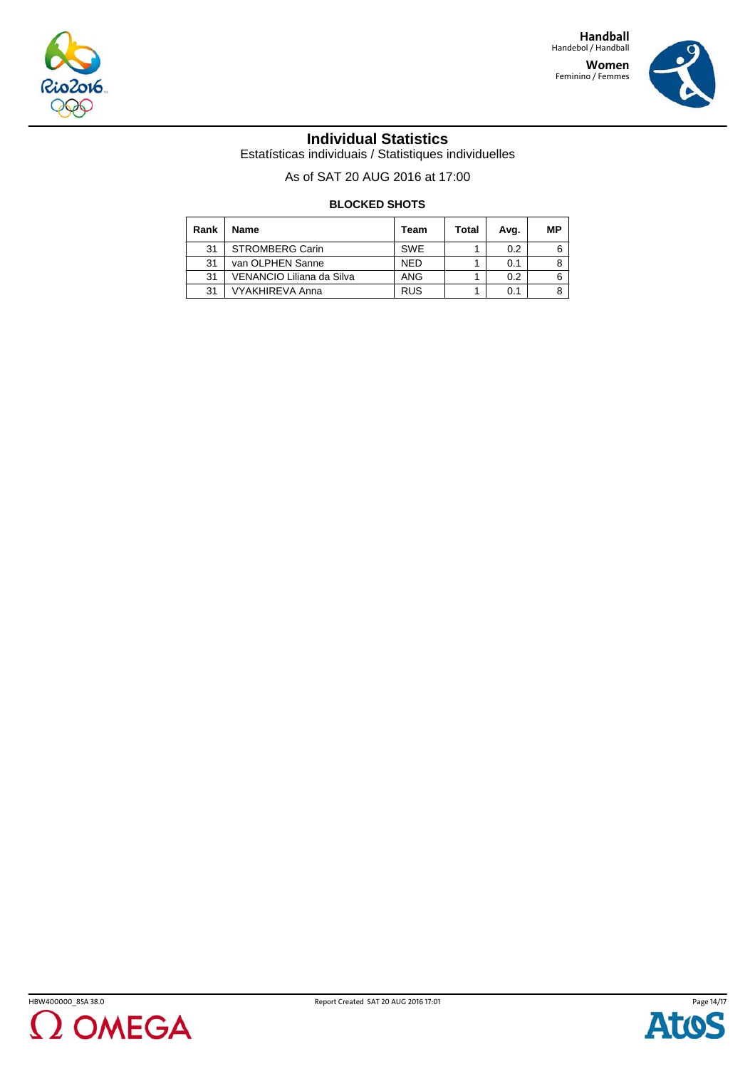Handball
Handebol / Handball

Women
Feminino / Femmes

# Individual Statistics

Estatísticas individuais / Statistiques individuelles

As of SAT 20 AUG 2016 at 17:00

### BLOCKED SHOTS

| Rank | Name | Team | Total | Avg. | MP |
|---|---|---|---|---|---|
| 31 | STROMBERG Carin | SWE | 1 | 0.2 | 6 |
| 31 | van OLPHEN Sanne | NED | 1 | 0.1 | 8 |
| 31 | VENANCIO Liliana da Silva | ANG | 1 | 0.2 | 6 |
| 31 | VYAKHIREVA Anna | RUS | 1 | 0.1 | 8 |

HBW400000_85A 38.0

Report Created SAT 20 AUG 2016 17:01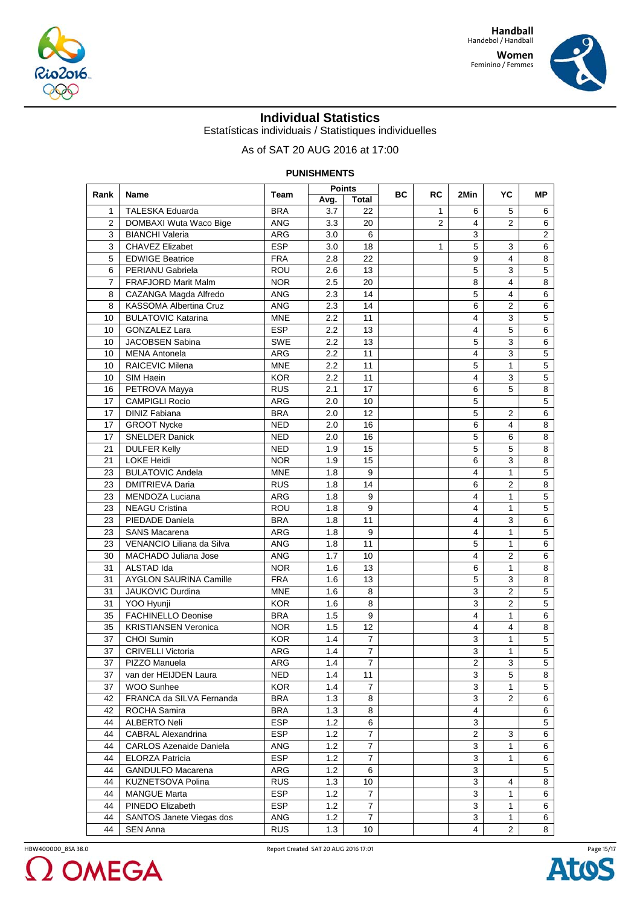# Individual Statistics

Estatísticas individuais / Statistiques individuelles

As of SAT 20 AUG 2016 at 17:00

**PUNISHMENTS**

| Rank | Name | Team | Points | | BC | RC | 2Min | YC | MP |
|---|---|---|---|---|---|---|---|---|---|
| | | | Avg. | Total | | | | | |
| 1 | TALESKA Eduarda | BRA | 3.7 | 22 | | 1 | 6 | 5 | 6 |
| 2 | DOMBAXI Wuta Waco Bige | ANG | 3.3 | 20 | | 2 | 4 | 2 | 6 |
| 3 | BIANCHI Valeria | ARG | 3.0 | 6 | | | 3 | | 2 |
| 3 | CHAVEZ Elizabet | ESP | 3.0 | 18 | | 1 | 5 | 3 | 6 |
| 5 | EDWIGE Beatrice | FRA | 2.8 | 22 | | | 9 | 4 | 8 |
| 6 | PERIANU Gabriela | ROU | 2.6 | 13 | | | 5 | 3 | 5 |
| 7 | FRAFJORD Marit Malm | NOR | 2.5 | 20 | | | 8 | 4 | 8 |
| 8 | CAZANGA Magda Alfredo | ANG | 2.3 | 14 | | | 5 | 4 | 6 |
| 8 | KASSOMA Albertina Cruz | ANG | 2.3 | 14 | | | 6 | 2 | 6 |
| 10 | BULATOVIC Katarina | MNE | 2.2 | 11 | | | 4 | 3 | 5 |
| 10 | GONZALEZ Lara | ESP | 2.2 | 13 | | | 4 | 5 | 6 |
| 10 | JACOBSEN Sabina | SWE | 2.2 | 13 | | | 5 | 3 | 6 |
| 10 | MENA Antonela | ARG | 2.2 | 11 | | | 4 | 3 | 5 |
| 10 | RAICEVIC Milena | MNE | 2.2 | 11 | | | 5 | 1 | 5 |
| 10 | SIM Haein | KOR | 2.2 | 11 | | | 4 | 3 | 5 |
| 16 | PETROVA Mayya | RUS | 2.1 | 17 | | | 6 | 5 | 8 |
| 17 | CAMPIGLI Rocio | ARG | 2.0 | 10 | | | 5 | | 5 |
| 17 | DINIZ Fabiana | BRA | 2.0 | 12 | | | 5 | 2 | 6 |
| 17 | GROOT Nycke | NED | 2.0 | 16 | | | 6 | 4 | 8 |
| 17 | SNELDER Danick | NED | 2.0 | 16 | | | 5 | 6 | 8 |
| 21 | DULFER Kelly | NED | 1.9 | 15 | | | 5 | 5 | 8 |
| 21 | LOKE Heidi | NOR | 1.9 | 15 | | | 6 | 3 | 8 |
| 23 | BULATOVIC Andela | MNE | 1.8 | 9 | | | 4 | 1 | 5 |
| 23 | DMITRIEVA Daria | RUS | 1.8 | 14 | | | 6 | 2 | 8 |
| 23 | MENDOZA Luciana | ARG | 1.8 | 9 | | | 4 | 1 | 5 |
| 23 | NEAGU Cristina | ROU | 1.8 | 9 | | | 4 | 1 | 5 |
| 23 | PIEDADE Daniela | BRA | 1.8 | 11 | | | 4 | 3 | 6 |
| 23 | SANS Macarena | ARG | 1.8 | 9 | | | 4 | 1 | 5 |
| 23 | VENANCIO Liliana da Silva | ANG | 1.8 | 11 | | | 5 | 1 | 6 |
| 30 | MACHADO Juliana Jose | ANG | 1.7 | 10 | | | 4 | 2 | 6 |
| 31 | ALSTAD Ida | NOR | 1.6 | 13 | | | 6 | 1 | 8 |
| 31 | AYGLON SAURINA Camille | FRA | 1.6 | 13 | | | 5 | 3 | 8 |
| 31 | JAUKOVIC Durdina | MNE | 1.6 | 8 | | | 3 | 2 | 5 |
| 31 | YOO Hyunji | KOR | 1.6 | 8 | | | 3 | 2 | 5 |
| 35 | FACHINELLO Deonise | BRA | 1.5 | 9 | | | 4 | 1 | 6 |
| 35 | KRISTIANSEN Veronica | NOR | 1.5 | 12 | | | 4 | 4 | 8 |
| 37 | CHOI Sumin | KOR | 1.4 | 7 | | | 3 | 1 | 5 |
| 37 | CRIVELLI Victoria | ARG | 1.4 | 7 | | | 3 | 1 | 5 |
| 37 | PIZZO Manuela | ARG | 1.4 | 7 | | | 2 | 3 | 5 |
| 37 | van der HEIJDEN Laura | NED | 1.4 | 11 | | | 3 | 5 | 8 |
| 37 | WOO Sunhee | KOR | 1.4 | 7 | | | 3 | 1 | 5 |
| 42 | FRANCA da SILVA Fernanda | BRA | 1.3 | 8 | | | 3 | 2 | 6 |
| 42 | ROCHA Samira | BRA | 1.3 | 8 | | | 4 | | 6 |
| 44 | ALBERTO Neli | ESP | 1.2 | 6 | | | 3 | | 5 |
| 44 | CABRAL Alexandrina | ESP | 1.2 | 7 | | | 2 | 3 | 6 |
| 44 | CARLOS Azenaide Daniela | ANG | 1.2 | 7 | | | 3 | 1 | 6 |
| 44 | ELORZA Patricia | ESP | 1.2 | 7 | | | 3 | 1 | 6 |
| 44 | GANDULFO Macarena | ARG | 1.2 | 6 | | | 3 | | 5 |
| 44 | KUZNETSOVA Polina | RUS | 1.3 | 10 | | | 3 | 4 | 8 |
| 44 | MANGUE Marta | ESP | 1.2 | 7 | | | 3 | 1 | 6 |
| 44 | PINEDO Elizabeth | ESP | 1.2 | 7 | | | 3 | 1 | 6 |
| 44 | SANTOS Janete Viegas dos | ANG | 1.2 | 7 | | | 3 | 1 | 6 |
| 44 | SEN Anna | RUS | 1.3 | 10 | | | 4 | 2 | 8 |

HBW400000_85A 38.0 Report Created SAT 20 AUG 2016 17:01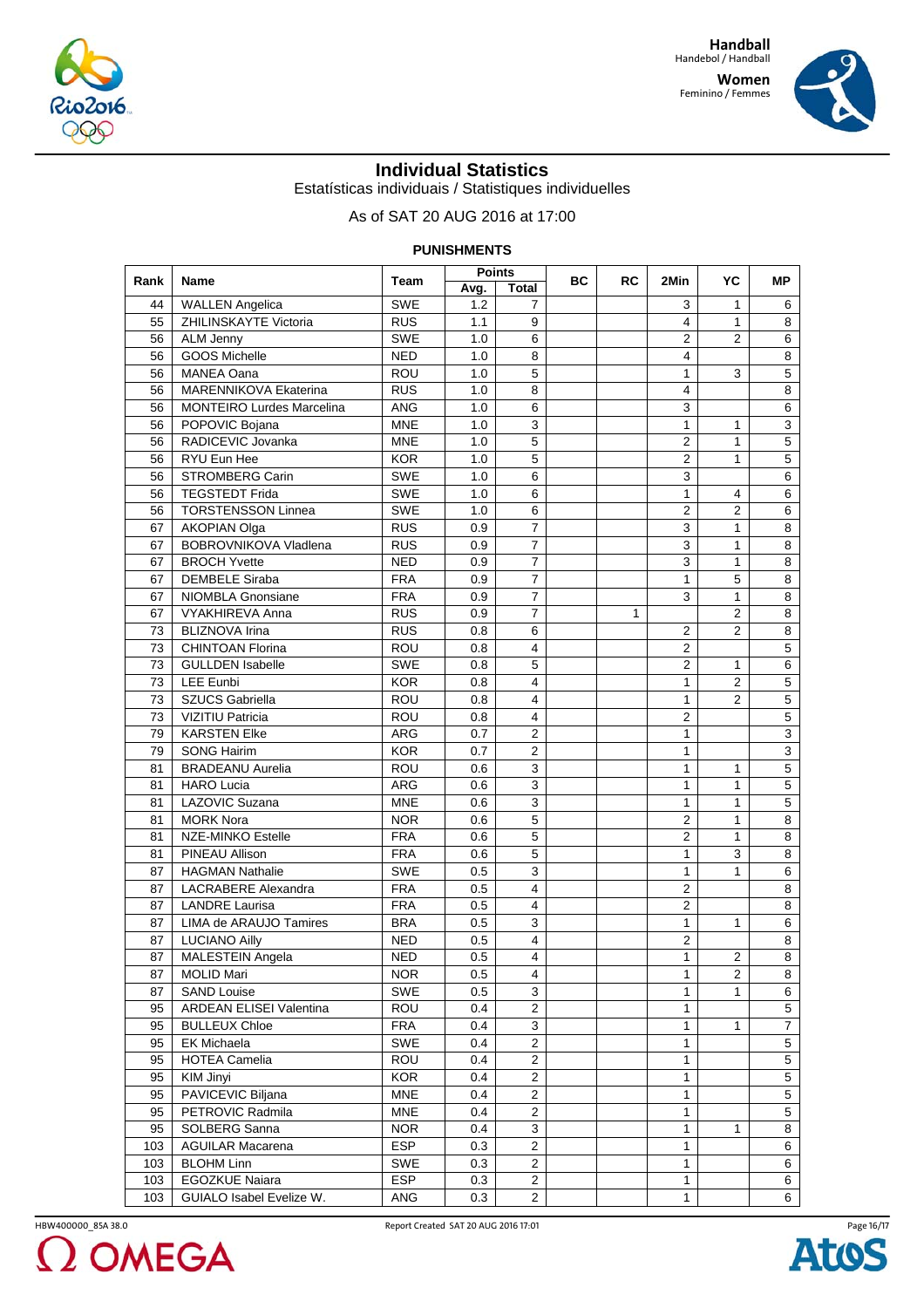# Individual Statistics

Estatísticas individuais / Statistiques individuelles

As of SAT 20 AUG 2016 at 17:00

**PUNISHMENTS**

| Rank | Name | Team | Points | | BC | RC | 2Min | YC | MP |
|---|---|---|---|---|---|---|---|---|---|
| | | | Avg. | Total | | | | | |
| 44 | WALLEN Angelica | SWE | 1.2 | 7 | | | 3 | 1 | 6 |
| 55 | ZHILINSKAYTE Victoria | RUS | 1.1 | 9 | | | 4 | 1 | 8 |
| 56 | ALM Jenny | SWE | 1.0 | 6 | | | 2 | 2 | 6 |
| 56 | GOOS Michelle | NED | 1.0 | 8 | | | 4 | | 8 |
| 56 | MANEA Oana | ROU | 1.0 | 5 | | | 1 | 3 | 5 |
| 56 | MARENNIKOVA Ekaterina | RUS | 1.0 | 8 | | | 4 | | 8 |
| 56 | MONTEIRO Lurdes Marcelina | ANG | 1.0 | 6 | | | 3 | | 6 |
| 56 | POPOVIC Bojana | MNE | 1.0 | 3 | | | 1 | 1 | 3 |
| 56 | RADICEVIC Jovanka | MNE | 1.0 | 5 | | | 2 | 1 | 5 |
| 56 | RYU Eun Hee | KOR | 1.0 | 5 | | | 2 | 1 | 5 |
| 56 | STROMBERG Carin | SWE | 1.0 | 6 | | | 3 | | 6 |
| 56 | TEGSTEDT Frida | SWE | 1.0 | 6 | | | 1 | 4 | 6 |
| 56 | TORSTENSSON Linnea | SWE | 1.0 | 6 | | | 2 | 2 | 6 |
| 67 | AKOPIAN Olga | RUS | 0.9 | 7 | | | 3 | 1 | 8 |
| 67 | BOBROVNIKOVA Vladlena | RUS | 0.9 | 7 | | | 3 | 1 | 8 |
| 67 | BROCH Yvette | NED | 0.9 | 7 | | | 3 | 1 | 8 |
| 67 | DEMBELE Siraba | FRA | 0.9 | 7 | | | 1 | 5 | 8 |
| 67 | NIOMBLA Gnonsiane | FRA | 0.9 | 7 | | | 3 | 1 | 8 |
| 67 | VYAKHIREVA Anna | RUS | 0.9 | 7 | | 1 | | 2 | 8 |
| 73 | BLIZNOVA Irina | RUS | 0.8 | 6 | | | 2 | 2 | 8 |
| 73 | CHINTOAN Florina | ROU | 0.8 | 4 | | | 2 | | 5 |
| 73 | GULLDEN Isabelle | SWE | 0.8 | 5 | | | 2 | 1 | 6 |
| 73 | LEE Eunbi | KOR | 0.8 | 4 | | | 1 | 2 | 5 |
| 73 | SZUCS Gabriella | ROU | 0.8 | 4 | | | 1 | 2 | 5 |
| 73 | VIZITIU Patricia | ROU | 0.8 | 4 | | | 2 | | 5 |
| 79 | KARSTEN Elke | ARG | 0.7 | 2 | | | 1 | | 3 |
| 79 | SONG Hairim | KOR | 0.7 | 2 | | | 1 | | 3 |
| 81 | BRADEANU Aurelia | ROU | 0.6 | 3 | | | 1 | 1 | 5 |
| 81 | HARO Lucia | ARG | 0.6 | 3 | | | 1 | 1 | 5 |
| 81 | LAZOVIC Suzana | MNE | 0.6 | 3 | | | 1 | 1 | 5 |
| 81 | MORK Nora | NOR | 0.6 | 5 | | | 2 | 1 | 8 |
| 81 | NZE-MINKO Estelle | FRA | 0.6 | 5 | | | 2 | 1 | 8 |
| 81 | PINEAU Allison | FRA | 0.6 | 5 | | | 1 | 3 | 8 |
| 87 | HAGMAN Nathalie | SWE | 0.5 | 3 | | | 1 | 1 | 6 |
| 87 | LACRABERE Alexandra | FRA | 0.5 | 4 | | | 2 | | 8 |
| 87 | LANDRE Laurisa | FRA | 0.5 | 4 | | | 2 | | 8 |
| 87 | LIMA de ARAUJO Tamires | BRA | 0.5 | 3 | | | 1 | 1 | 6 |
| 87 | LUCIANO Ailly | NED | 0.5 | 4 | | | 2 | | 8 |
| 87 | MALESTEIN Angela | NED | 0.5 | 4 | | | 1 | 2 | 8 |
| 87 | MOLID Mari | NOR | 0.5 | 4 | | | 1 | 2 | 8 |
| 87 | SAND Louise | SWE | 0.5 | 3 | | | 1 | 1 | 6 |
| 95 | ARDEAN ELISEI Valentina | ROU | 0.4 | 2 | | | 1 | | 5 |
| 95 | BULLEUX Chloe | FRA | 0.4 | 3 | | | 1 | 1 | 7 |
| 95 | EK Michaela | SWE | 0.4 | 2 | | | 1 | | 5 |
| 95 | HOTEA Camelia | ROU | 0.4 | 2 | | | 1 | | 5 |
| 95 | KIM Jinyi | KOR | 0.4 | 2 | | | 1 | | 5 |
| 95 | PAVICEVIC Biljana | MNE | 0.4 | 2 | | | 1 | | 5 |
| 95 | PETROVIC Radmila | MNE | 0.4 | 2 | | | 1 | | 5 |
| 95 | SOLBERG Sanna | NOR | 0.4 | 3 | | | 1 | 1 | 8 |
| 103 | AGUILAR Macarena | ESP | 0.3 | 2 | | | 1 | | 6 |
| 103 | BLOHM Linn | SWE | 0.3 | 2 | | | 1 | | 6 |
| 103 | EGOZKUE Naiara | ESP | 0.3 | 2 | | | 1 | | 6 |
| 103 | GUIALO Isabel Evelize W. | ANG | 0.3 | 2 | | | 1 | | 6 |

HBW400000_85A 38.0 Report Created SAT 20 AUG 2016 17:01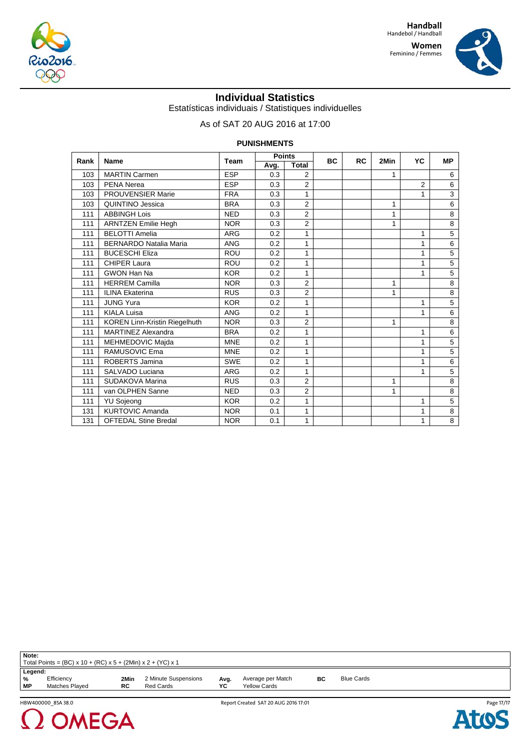Handball
Handebol / Handball
Women
Feminino / Femmes

# Individual Statistics

Estatísticas individuais / Statistiques individuelles

As of SAT 20 AUG 2016 at 17:00

## PUNISHMENTS

| Rank | Name | Team | Points | | BC | RC | 2Min | YC | MP |
|---|---|---|---|---|---|---|---|---|---|
| | | | Avg. | Total | | | | | |
| 103 | MARTIN Carmen | ESP | 0.3 | 2 | | | 1 | | 6 |
| 103 | PENA Nerea | ESP | 0.3 | 2 | | | | 2 | 6 |
| 103 | PROUVENSIER Marie | FRA | 0.3 | 1 | | | | 1 | 3 |
| 103 | QUINTINO Jessica | BRA | 0.3 | 2 | | | 1 | | 6 |
| 111 | ABBINGH Lois | NED | 0.3 | 2 | | | 1 | | 8 |
| 111 | ARNTZEN Emilie Hegh | NOR | 0.3 | 2 | | | 1 | | 8 |
| 111 | BELOTTI Amelia | ARG | 0.2 | 1 | | | | 1 | 5 |
| 111 | BERNARDO Natalia Maria | ANG | 0.2 | 1 | | | | 1 | 6 |
| 111 | BUCESCHI Eliza | ROU | 0.2 | 1 | | | | 1 | 5 |
| 111 | CHIPER Laura | ROU | 0.2 | 1 | | | | 1 | 5 |
| 111 | GWON Han Na | KOR | 0.2 | 1 | | | | 1 | 5 |
| 111 | HERREM Camilla | NOR | 0.3 | 2 | | | 1 | | 8 |
| 111 | ILINA Ekaterina | RUS | 0.3 | 2 | | | 1 | | 8 |
| 111 | JUNG Yura | KOR | 0.2 | 1 | | | | 1 | 5 |
| 111 | KIALA Luisa | ANG | 0.2 | 1 | | | | 1 | 6 |
| 111 | KOREN Linn-Kristin Riegelhuth | NOR | 0.3 | 2 | | | 1 | | 8 |
| 111 | MARTINEZ Alexandra | BRA | 0.2 | 1 | | | | 1 | 6 |
| 111 | MEHMEDOVIC Majda | MNE | 0.2 | 1 | | | | 1 | 5 |
| 111 | RAMUSOVIC Ema | MNE | 0.2 | 1 | | | | 1 | 5 |
| 111 | ROBERTS Jamina | SWE | 0.2 | 1 | | | | 1 | 6 |
| 111 | SALVADO Luciana | ARG | 0.2 | 1 | | | | 1 | 5 |
| 111 | SUDAKOVA Marina | RUS | 0.3 | 2 | | | 1 | | 8 |
| 111 | van OLPHEN Sanne | NED | 0.3 | 2 | | | 1 | | 8 |
| 111 | YU Sojeong | KOR | 0.2 | 1 | | | | 1 | 5 |
| 131 | KURTOVIC Amanda | NOR | 0.1 | 1 | | | | 1 | 8 |
| 131 | OFTEDAL Stine Bredal | NOR | 0.1 | 1 | | | | 1 | 8 |

**Note:**
Total Points = (BC) x 10 + (RC) x 5 + (2Min) x 2 + (YC) x 1

**Legend:**

| | | | | | | | |
|---|---|---|---|---|---|---|---|
| % | Efficiency | 2Min | 2 Minute Suspensions | Avg. | Average per Match | BC | Blue Cards |
| MP | Matches Played | RC | Red Cards | YC | Yellow Cards | | |

HBW400000_85A 38.0 Report Created SAT 20 AUG 2016 17:01